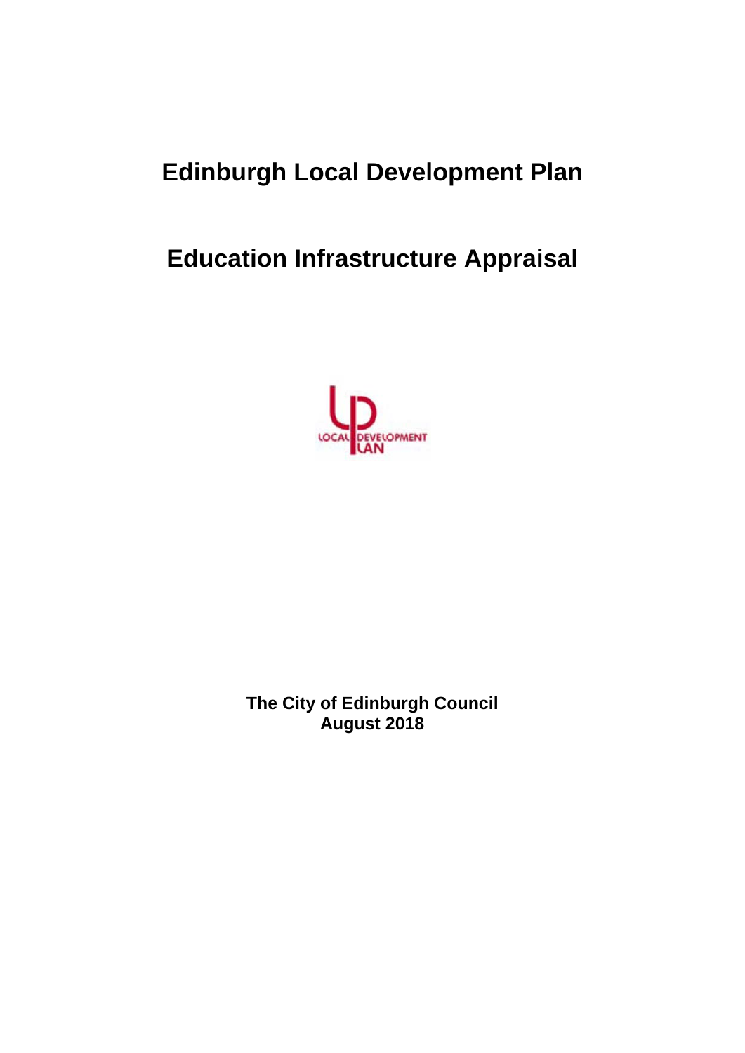# Edinburgh Local Development Plan

# Education Infrastructure Appraisal

**The City of Edinburgh Council**
**August 2018**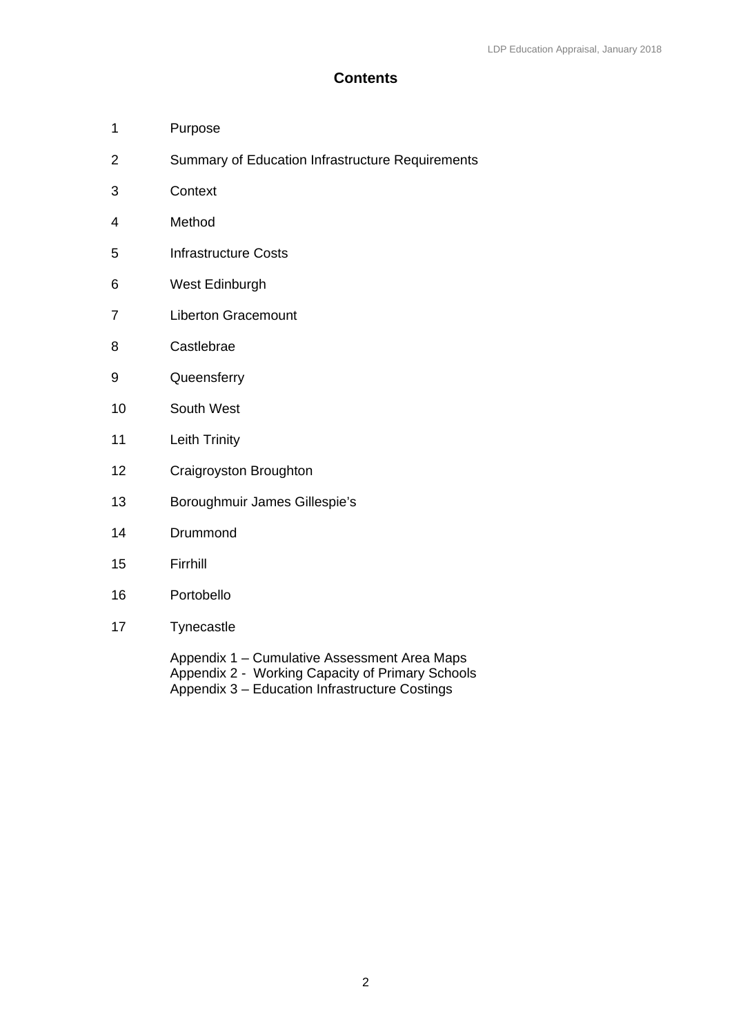# Contents

1 Purpose

2 Summary of Education Infrastructure Requirements

3 Context

4 Method

5 Infrastructure Costs

6 West Edinburgh

7 Liberton Gracemount

8 Castlebrae

9 Queensferry

10 South West

11 Leith Trinity

12 Craigroyston Broughton

13 Boroughmuir James Gillespie's

14 Drummond

15 Firrhill

16 Portobello

17 Tynecastle

Appendix 1 – Cumulative Assessment Area Maps
Appendix 2 - Working Capacity of Primary Schools
Appendix 3 – Education Infrastructure Costings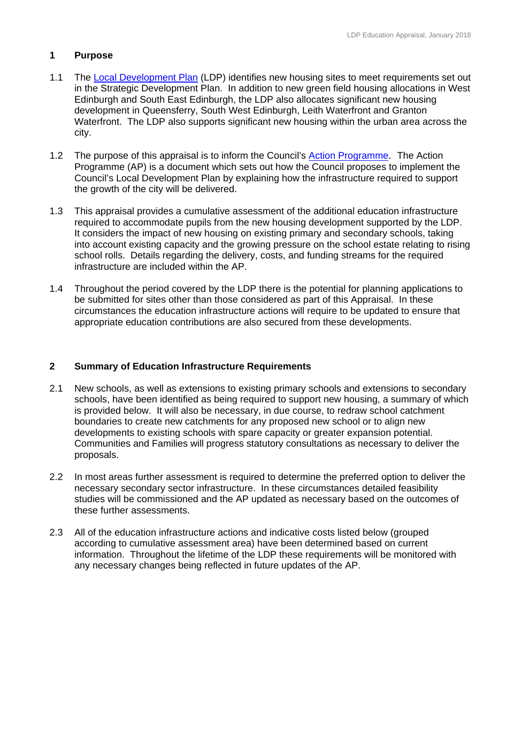## 1 Purpose

1.1 The Local Development Plan (LDP) identifies new housing sites to meet requirements set out in the Strategic Development Plan. In addition to new green field housing allocations in West Edinburgh and South East Edinburgh, the LDP also allocates significant new housing development in Queensferry, South West Edinburgh, Leith Waterfront and Granton Waterfront. The LDP also supports significant new housing within the urban area across the city.

1.2 The purpose of this appraisal is to inform the Council's Action Programme. The Action Programme (AP) is a document which sets out how the Council proposes to implement the Council's Local Development Plan by explaining how the infrastructure required to support the growth of the city will be delivered.

1.3 This appraisal provides a cumulative assessment of the additional education infrastructure required to accommodate pupils from the new housing development supported by the LDP. It considers the impact of new housing on existing primary and secondary schools, taking into account existing capacity and the growing pressure on the school estate relating to rising school rolls. Details regarding the delivery, costs, and funding streams for the required infrastructure are included within the AP.

1.4 Throughout the period covered by the LDP there is the potential for planning applications to be submitted for sites other than those considered as part of this Appraisal. In these circumstances the education infrastructure actions will require to be updated to ensure that appropriate education contributions are also secured from these developments.

## 2 Summary of Education Infrastructure Requirements

2.1 New schools, as well as extensions to existing primary schools and extensions to secondary schools, have been identified as being required to support new housing, a summary of which is provided below. It will also be necessary, in due course, to redraw school catchment boundaries to create new catchments for any proposed new school or to align new developments to existing schools with spare capacity or greater expansion potential. Communities and Families will progress statutory consultations as necessary to deliver the proposals.

2.2 In most areas further assessment is required to determine the preferred option to deliver the necessary secondary sector infrastructure. In these circumstances detailed feasibility studies will be commissioned and the AP updated as necessary based on the outcomes of these further assessments.

2.3 All of the education infrastructure actions and indicative costs listed below (grouped according to cumulative assessment area) have been determined based on current information. Throughout the lifetime of the LDP these requirements will be monitored with any necessary changes being reflected in future updates of the AP.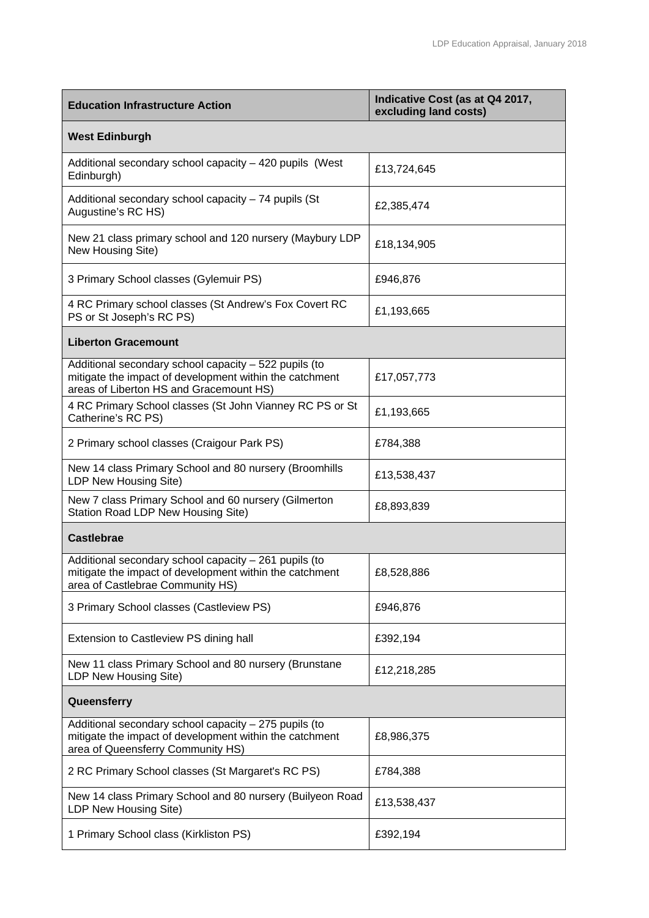| Education Infrastructure Action | Indicative Cost (as at Q4 2017, excluding land costs) |
|---|---|
| **West Edinburgh** | |
| Additional secondary school capacity – 420 pupils (West Edinburgh) | £13,724,645 |
| Additional secondary school capacity – 74 pupils (St Augustine's RC HS) | £2,385,474 |
| New 21 class primary school and 120 nursery (Maybury LDP New Housing Site) | £18,134,905 |
| 3 Primary School classes (Gylemuir PS) | £946,876 |
| 4 RC Primary school classes (St Andrew's Fox Covert RC PS or St Joseph's RC PS) | £1,193,665 |
| **Liberton Gracemount** | |
| Additional secondary school capacity – 522 pupils (to mitigate the impact of development within the catchment areas of Liberton HS and Gracemount HS) | £17,057,773 |
| 4 RC Primary School classes (St John Vianney RC PS or St Catherine's RC PS) | £1,193,665 |
| 2 Primary school classes (Craigour Park PS) | £784,388 |
| New 14 class Primary School and 80 nursery (Broomhills LDP New Housing Site) | £13,538,437 |
| New 7 class Primary School and 60 nursery (Gilmerton Station Road LDP New Housing Site) | £8,893,839 |
| **Castlebrae** | |
| Additional secondary school capacity – 261 pupils (to mitigate the impact of development within the catchment area of Castlebrae Community HS) | £8,528,886 |
| 3 Primary School classes (Castleview PS) | £946,876 |
| Extension to Castleview PS dining hall | £392,194 |
| New 11 class Primary School and 80 nursery (Brunstane LDP New Housing Site) | £12,218,285 |
| **Queensferry** | |
| Additional secondary school capacity – 275 pupils (to mitigate the impact of development within the catchment area of Queensferry Community HS) | £8,986,375 |
| 2 RC Primary School classes (St Margaret's RC PS) | £784,388 |
| New 14 class Primary School and 80 nursery (Builyeon Road LDP New Housing Site) | £13,538,437 |
| 1 Primary School class (Kirkliston PS) | £392,194 |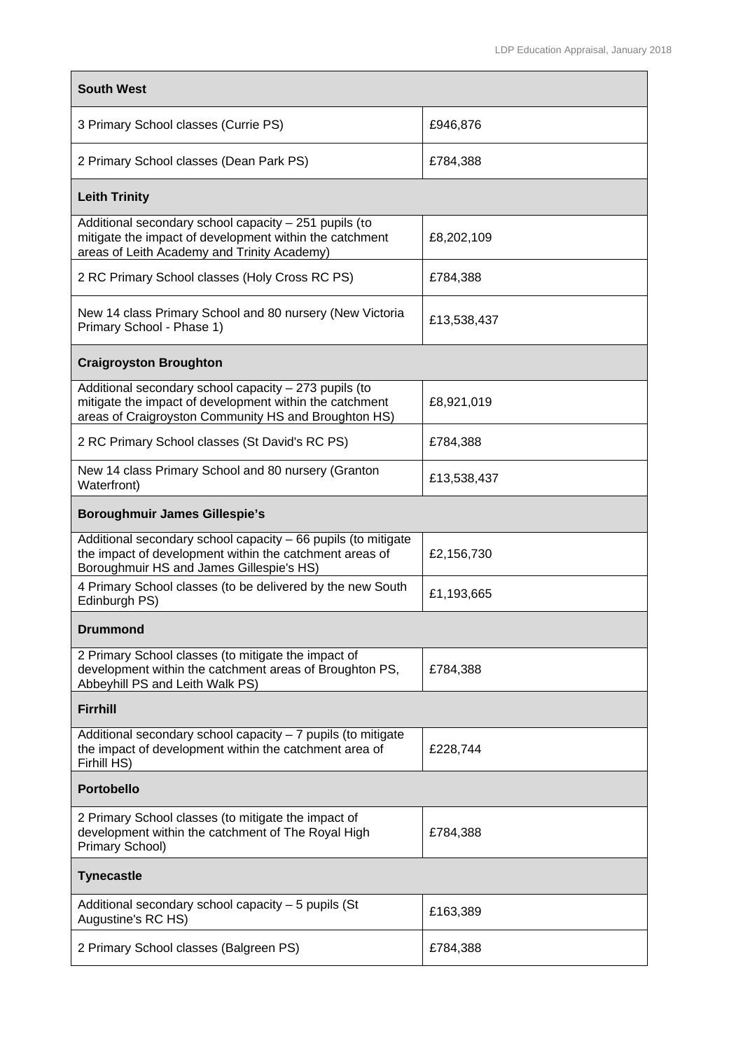| South West | |
|---|---|
| 3 Primary School classes (Currie PS) | £946,876 |
| 2 Primary School classes (Dean Park PS) | £784,388 |
| **Leith Trinity** | |
| Additional secondary school capacity – 251 pupils (to mitigate the impact of development within the catchment areas of Leith Academy and Trinity Academy) | £8,202,109 |
| 2 RC Primary School classes (Holy Cross RC PS) | £784,388 |
| New 14 class Primary School and 80 nursery (New Victoria Primary School - Phase 1) | £13,538,437 |
| **Craigroyston Broughton** | |
| Additional secondary school capacity – 273 pupils (to mitigate the impact of development within the catchment areas of Craigroyston Community HS and Broughton HS) | £8,921,019 |
| 2 RC Primary School classes (St David's RC PS) | £784,388 |
| New 14 class Primary School and 80 nursery (Granton Waterfront) | £13,538,437 |
| **Boroughmuir James Gillespie's** | |
| Additional secondary school capacity – 66 pupils (to mitigate the impact of development within the catchment areas of Boroughmuir HS and James Gillespie's HS) | £2,156,730 |
| 4 Primary School classes (to be delivered by the new South Edinburgh PS) | £1,193,665 |
| **Drummond** | |
| 2 Primary School classes (to mitigate the impact of development within the catchment areas of Broughton PS, Abbeyhill PS and Leith Walk PS) | £784,388 |
| **Firrhill** | |
| Additional secondary school capacity – 7 pupils (to mitigate the impact of development within the catchment area of Firhill HS) | £228,744 |
| **Portobello** | |
| 2 Primary School classes (to mitigate the impact of development within the catchment of The Royal High Primary School) | £784,388 |
| **Tynecastle** | |
| Additional secondary school capacity – 5 pupils (St Augustine's RC HS) | £163,389 |
| 2 Primary School classes (Balgreen PS) | £784,388 |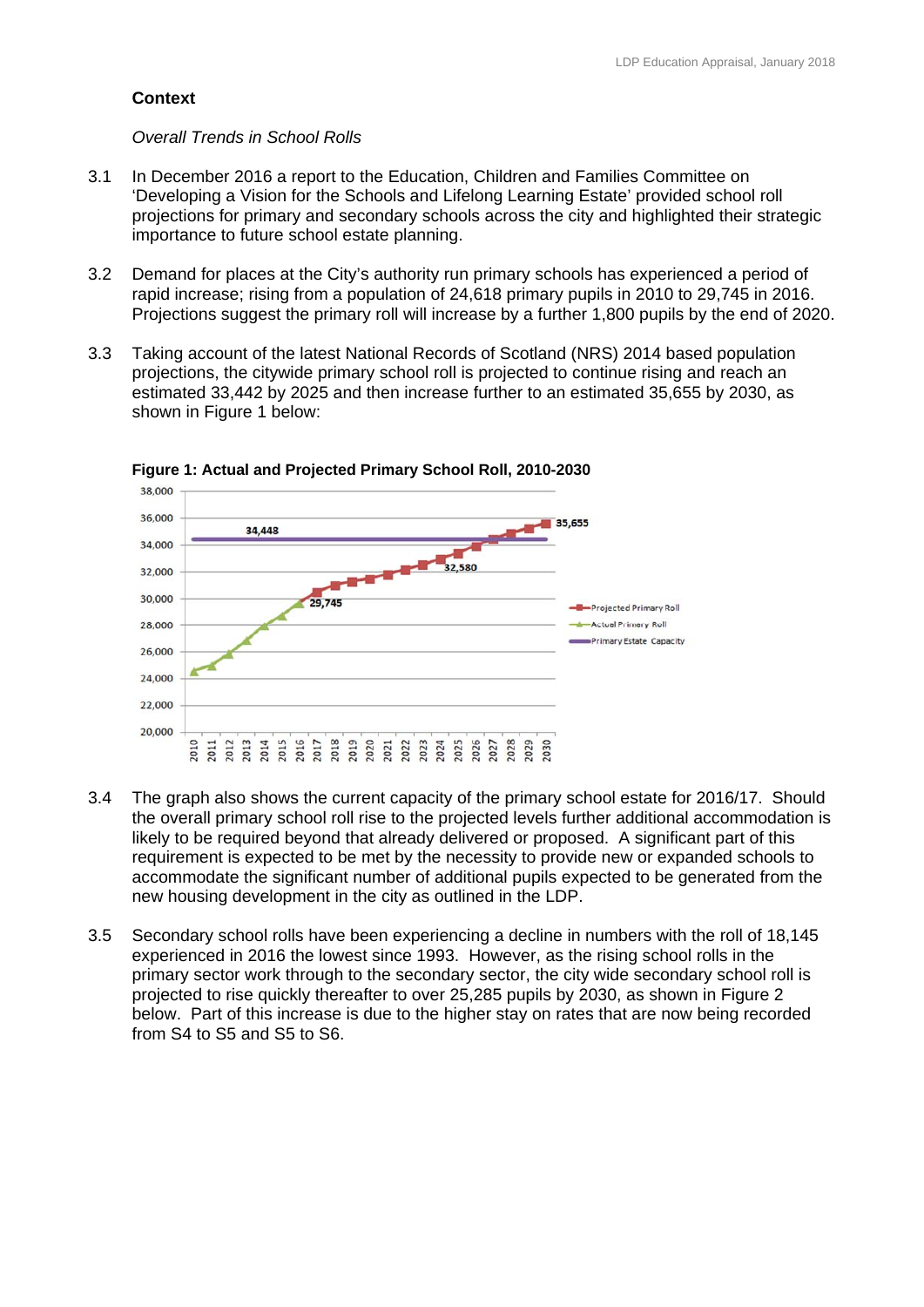## Context

*Overall Trends in School Rolls*

3.1 In December 2016 a report to the Education, Children and Families Committee on 'Developing a Vision for the Schools and Lifelong Learning Estate' provided school roll projections for primary and secondary schools across the city and highlighted their strategic importance to future school estate planning.

3.2 Demand for places at the City's authority run primary schools has experienced a period of rapid increase; rising from a population of 24,618 primary pupils in 2010 to 29,745 in 2016. Projections suggest the primary roll will increase by a further 1,800 pupils by the end of 2020.

3.3 Taking account of the latest National Records of Scotland (NRS) 2014 based population projections, the citywide primary school roll is projected to continue rising and reach an estimated 33,442 by 2025 and then increase further to an estimated 35,655 by 2030, as shown in Figure 1 below:

**Figure 1: Actual and Projected Primary School Roll, 2010-2030**

3.4 The graph also shows the current capacity of the primary school estate for 2016/17. Should the overall primary school roll rise to the projected levels further additional accommodation is likely to be required beyond that already delivered or proposed. A significant part of this requirement is expected to be met by the necessity to provide new or expanded schools to accommodate the significant number of additional pupils expected to be generated from the new housing development in the city as outlined in the LDP.

3.5 Secondary school rolls have been experiencing a decline in numbers with the roll of 18,145 experienced in 2016 the lowest since 1993. However, as the rising school rolls in the primary sector work through to the secondary sector, the city wide secondary school roll is projected to rise quickly thereafter to over 25,285 pupils by 2030, as shown in Figure 2 below. Part of this increase is due to the higher stay on rates that are now being recorded from S4 to S5 and S5 to S6.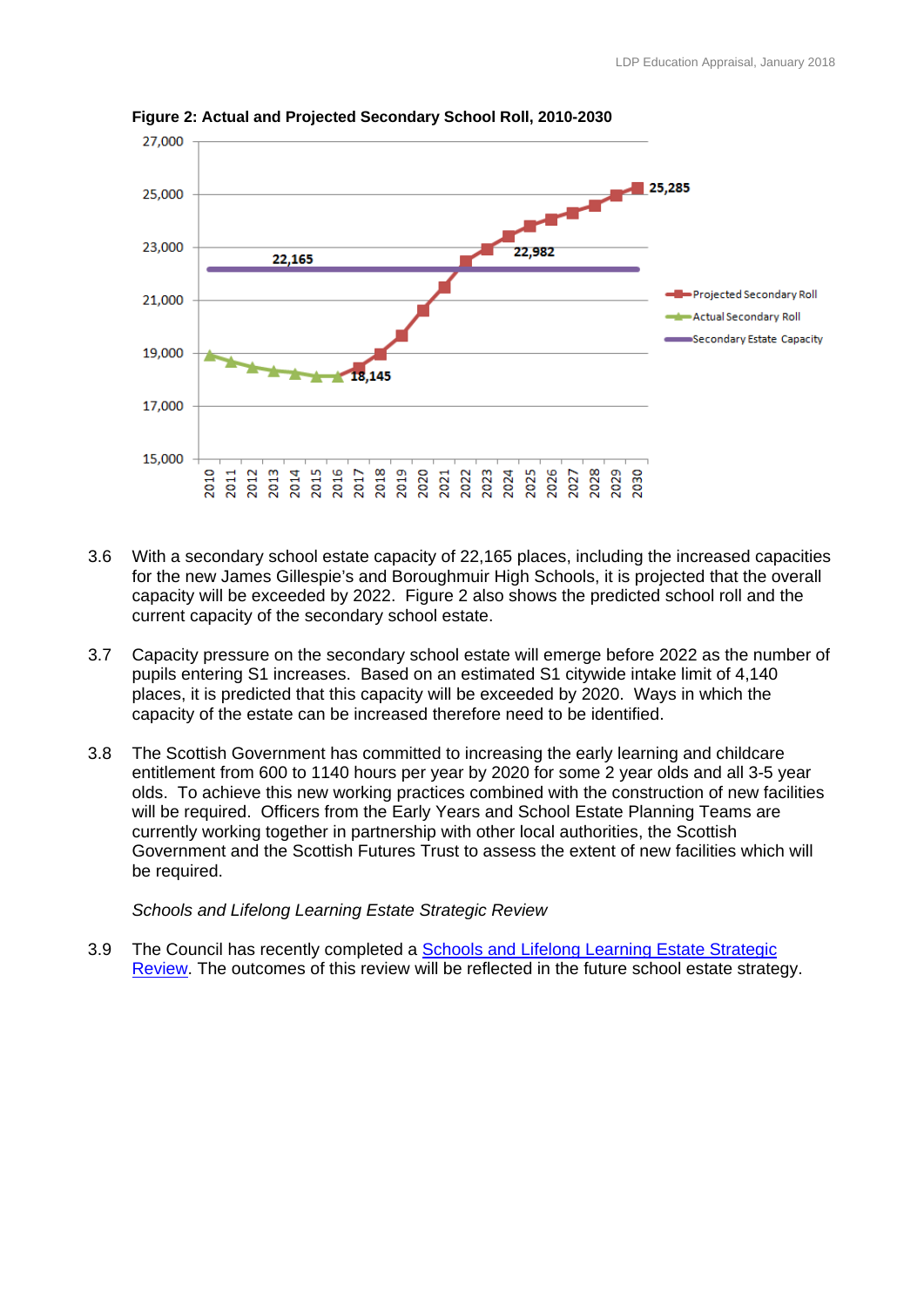**Figure 2: Actual and Projected Secondary School Roll, 2010-2030**

3.6 With a secondary school estate capacity of 22,165 places, including the increased capacities for the new James Gillespie's and Boroughmuir High Schools, it is projected that the overall capacity will be exceeded by 2022. Figure 2 also shows the predicted school roll and the current capacity of the secondary school estate.

3.7 Capacity pressure on the secondary school estate will emerge before 2022 as the number of pupils entering S1 increases. Based on an estimated S1 citywide intake limit of 4,140 places, it is predicted that this capacity will be exceeded by 2020. Ways in which the capacity of the estate can be increased therefore need to be identified.

3.8 The Scottish Government has committed to increasing the early learning and childcare entitlement from 600 to 1140 hours per year by 2020 for some 2 year olds and all 3-5 year olds. To achieve this new working practices combined with the construction of new facilities will be required. Officers from the Early Years and School Estate Planning Teams are currently working together in partnership with other local authorities, the Scottish Government and the Scottish Futures Trust to assess the extent of new facilities which will be required.

*Schools and Lifelong Learning Estate Strategic Review*

3.9 The Council has recently completed a Schools and Lifelong Learning Estate Strategic Review. The outcomes of this review will be reflected in the future school estate strategy.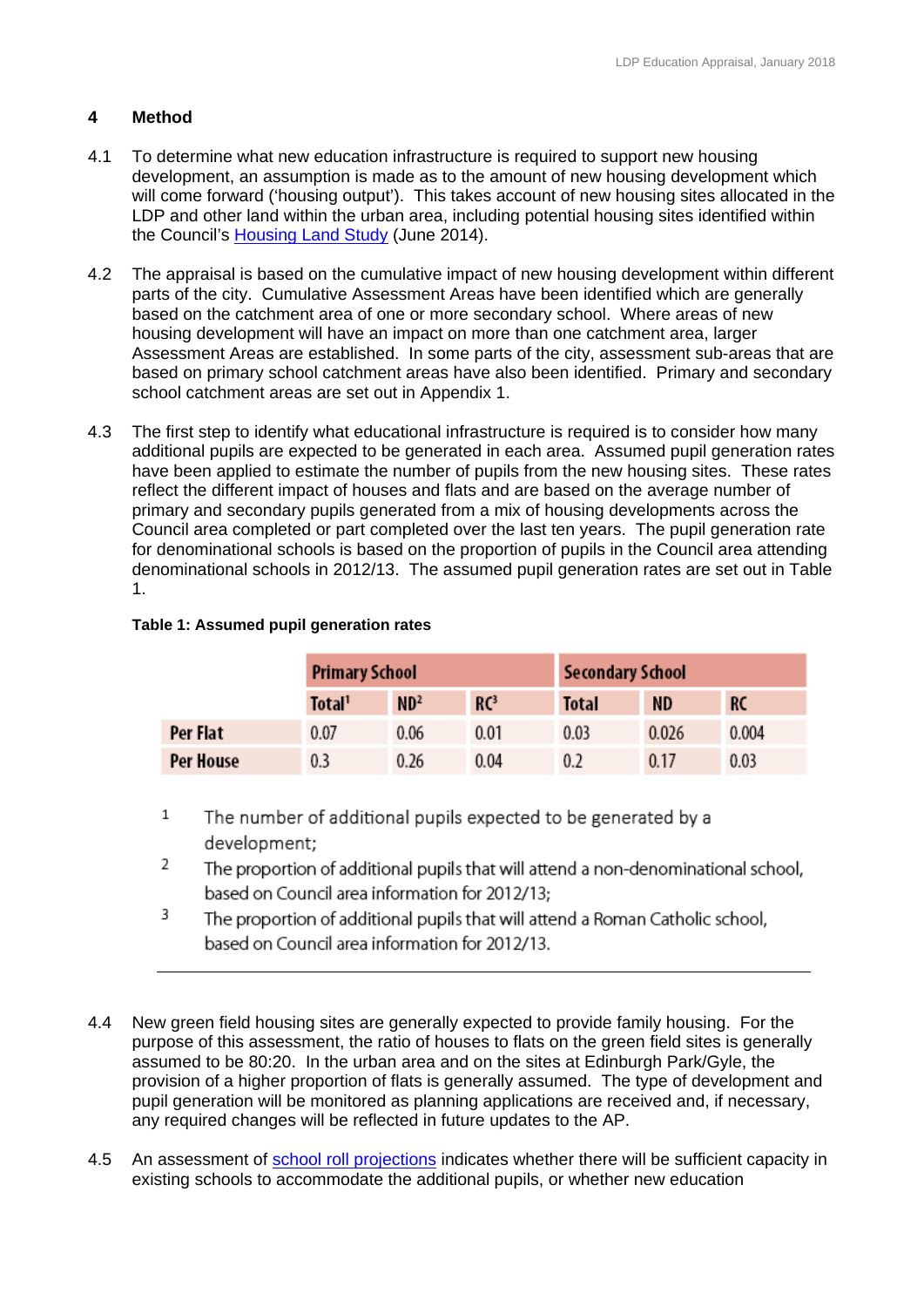## 4 Method

4.1 To determine what new education infrastructure is required to support new housing development, an assumption is made as to the amount of new housing development which will come forward ('housing output'). This takes account of new housing sites allocated in the LDP and other land within the urban area, including potential housing sites identified within the Council's Housing Land Study (June 2014).

4.2 The appraisal is based on the cumulative impact of new housing development within different parts of the city. Cumulative Assessment Areas have been identified which are generally based on the catchment area of one or more secondary school. Where areas of new housing development will have an impact on more than one catchment area, larger Assessment Areas are established. In some parts of the city, assessment sub-areas that are based on primary school catchment areas have also been identified. Primary and secondary school catchment areas are set out in Appendix 1.

4.3 The first step to identify what educational infrastructure is required is to consider how many additional pupils are expected to be generated in each area. Assumed pupil generation rates have been applied to estimate the number of pupils from the new housing sites. These rates reflect the different impact of houses and flats and are based on the average number of primary and secondary pupils generated from a mix of housing developments across the Council area completed or part completed over the last ten years. The pupil generation rate for denominational schools is based on the proportion of pupils in the Council area attending denominational schools in 2012/13. The assumed pupil generation rates are set out in Table 1.

**Table 1: Assumed pupil generation rates**

| | Primary School | | | Secondary School | | |
|---|---|---|---|---|---|---|
| | Total[1] | ND[2] | RC[3] | Total | ND | RC |
| Per Flat | 0.07 | 0.06 | 0.01 | 0.03 | 0.026 | 0.004 |
| Per House | 0.3 | 0.26 | 0.04 | 0.2 | 0.17 | 0.03 |

1 The number of additional pupils expected to be generated by a development;

2 The proportion of additional pupils that will attend a non-denominational school, based on Council area information for 2012/13;

3 The proportion of additional pupils that will attend a Roman Catholic school, based on Council area information for 2012/13.

4.4 New green field housing sites are generally expected to provide family housing. For the purpose of this assessment, the ratio of houses to flats on the green field sites is generally assumed to be 80:20. In the urban area and on the sites at Edinburgh Park/Gyle, the provision of a higher proportion of flats is generally assumed. The type of development and pupil generation will be monitored as planning applications are received and, if necessary, any required changes will be reflected in future updates to the AP.

4.5 An assessment of school roll projections indicates whether there will be sufficient capacity in existing schools to accommodate the additional pupils, or whether new education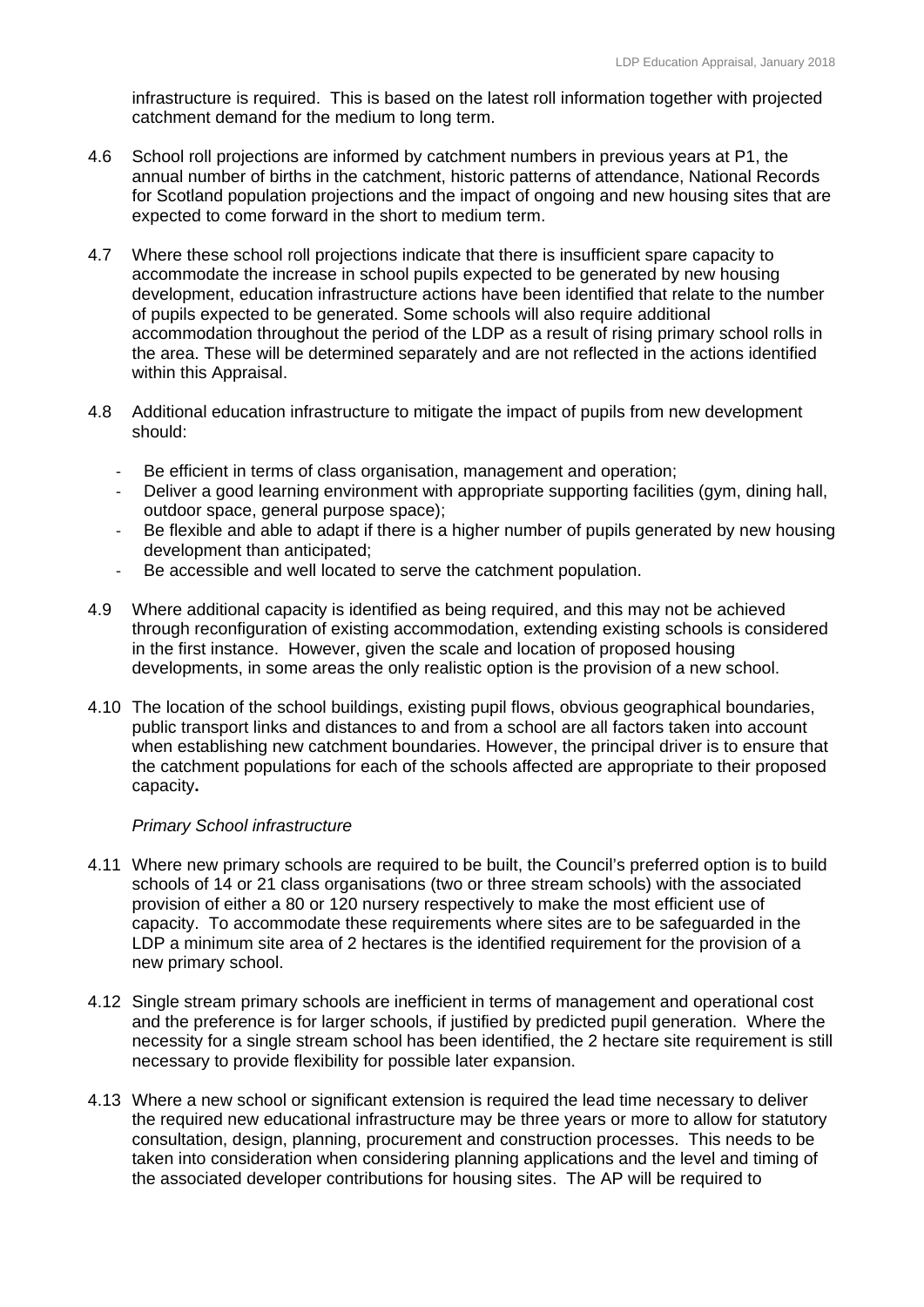infrastructure is required. This is based on the latest roll information together with projected catchment demand for the medium to long term.

4.6 School roll projections are informed by catchment numbers in previous years at P1, the annual number of births in the catchment, historic patterns of attendance, National Records for Scotland population projections and the impact of ongoing and new housing sites that are expected to come forward in the short to medium term.

4.7 Where these school roll projections indicate that there is insufficient spare capacity to accommodate the increase in school pupils expected to be generated by new housing development, education infrastructure actions have been identified that relate to the number of pupils expected to be generated. Some schools will also require additional accommodation throughout the period of the LDP as a result of rising primary school rolls in the area. These will be determined separately and are not reflected in the actions identified within this Appraisal.

4.8 Additional education infrastructure to mitigate the impact of pupils from new development should:

- Be efficient in terms of class organisation, management and operation;
- Deliver a good learning environment with appropriate supporting facilities (gym, dining hall, outdoor space, general purpose space);
- Be flexible and able to adapt if there is a higher number of pupils generated by new housing development than anticipated;
- Be accessible and well located to serve the catchment population.

4.9 Where additional capacity is identified as being required, and this may not be achieved through reconfiguration of existing accommodation, extending existing schools is considered in the first instance. However, given the scale and location of proposed housing developments, in some areas the only realistic option is the provision of a new school.

4.10 The location of the school buildings, existing pupil flows, obvious geographical boundaries, public transport links and distances to and from a school are all factors taken into account when establishing new catchment boundaries. However, the principal driver is to ensure that the catchment populations for each of the schools affected are appropriate to their proposed capacity**.**

*Primary School infrastructure*

4.11 Where new primary schools are required to be built, the Council's preferred option is to build schools of 14 or 21 class organisations (two or three stream schools) with the associated provision of either a 80 or 120 nursery respectively to make the most efficient use of capacity. To accommodate these requirements where sites are to be safeguarded in the LDP a minimum site area of 2 hectares is the identified requirement for the provision of a new primary school.

4.12 Single stream primary schools are inefficient in terms of management and operational cost and the preference is for larger schools, if justified by predicted pupil generation. Where the necessity for a single stream school has been identified, the 2 hectare site requirement is still necessary to provide flexibility for possible later expansion.

4.13 Where a new school or significant extension is required the lead time necessary to deliver the required new educational infrastructure may be three years or more to allow for statutory consultation, design, planning, procurement and construction processes. This needs to be taken into consideration when considering planning applications and the level and timing of the associated developer contributions for housing sites. The AP will be required to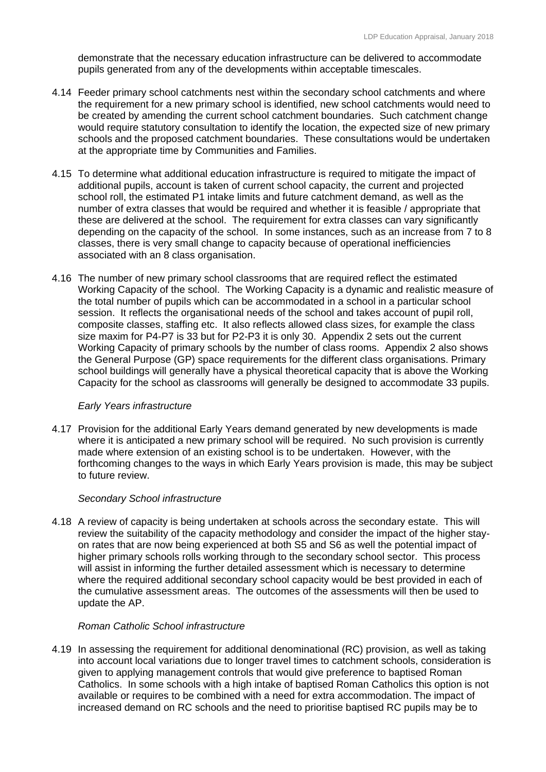demonstrate that the necessary education infrastructure can be delivered to accommodate pupils generated from any of the developments within acceptable timescales.

4.14 Feeder primary school catchments nest within the secondary school catchments and where the requirement for a new primary school is identified, new school catchments would need to be created by amending the current school catchment boundaries. Such catchment change would require statutory consultation to identify the location, the expected size of new primary schools and the proposed catchment boundaries. These consultations would be undertaken at the appropriate time by Communities and Families.

4.15 To determine what additional education infrastructure is required to mitigate the impact of additional pupils, account is taken of current school capacity, the current and projected school roll, the estimated P1 intake limits and future catchment demand, as well as the number of extra classes that would be required and whether it is feasible / appropriate that these are delivered at the school. The requirement for extra classes can vary significantly depending on the capacity of the school. In some instances, such as an increase from 7 to 8 classes, there is very small change to capacity because of operational inefficiencies associated with an 8 class organisation.

4.16 The number of new primary school classrooms that are required reflect the estimated Working Capacity of the school. The Working Capacity is a dynamic and realistic measure of the total number of pupils which can be accommodated in a school in a particular school session. It reflects the organisational needs of the school and takes account of pupil roll, composite classes, staffing etc. It also reflects allowed class sizes, for example the class size maxim for P4-P7 is 33 but for P2-P3 it is only 30. Appendix 2 sets out the current Working Capacity of primary schools by the number of class rooms. Appendix 2 also shows the General Purpose (GP) space requirements for the different class organisations. Primary school buildings will generally have a physical theoretical capacity that is above the Working Capacity for the school as classrooms will generally be designed to accommodate 33 pupils.

*Early Years infrastructure*

4.17 Provision for the additional Early Years demand generated by new developments is made where it is anticipated a new primary school will be required. No such provision is currently made where extension of an existing school is to be undertaken. However, with the forthcoming changes to the ways in which Early Years provision is made, this may be subject to future review.

*Secondary School infrastructure*

4.18 A review of capacity is being undertaken at schools across the secondary estate. This will review the suitability of the capacity methodology and consider the impact of the higher stay-on rates that are now being experienced at both S5 and S6 as well the potential impact of higher primary schools rolls working through to the secondary school sector. This process will assist in informing the further detailed assessment which is necessary to determine where the required additional secondary school capacity would be best provided in each of the cumulative assessment areas. The outcomes of the assessments will then be used to update the AP.

*Roman Catholic School infrastructure*

4.19 In assessing the requirement for additional denominational (RC) provision, as well as taking into account local variations due to longer travel times to catchment schools, consideration is given to applying management controls that would give preference to baptised Roman Catholics. In some schools with a high intake of baptised Roman Catholics this option is not available or requires to be combined with a need for extra accommodation. The impact of increased demand on RC schools and the need to prioritise baptised RC pupils may be to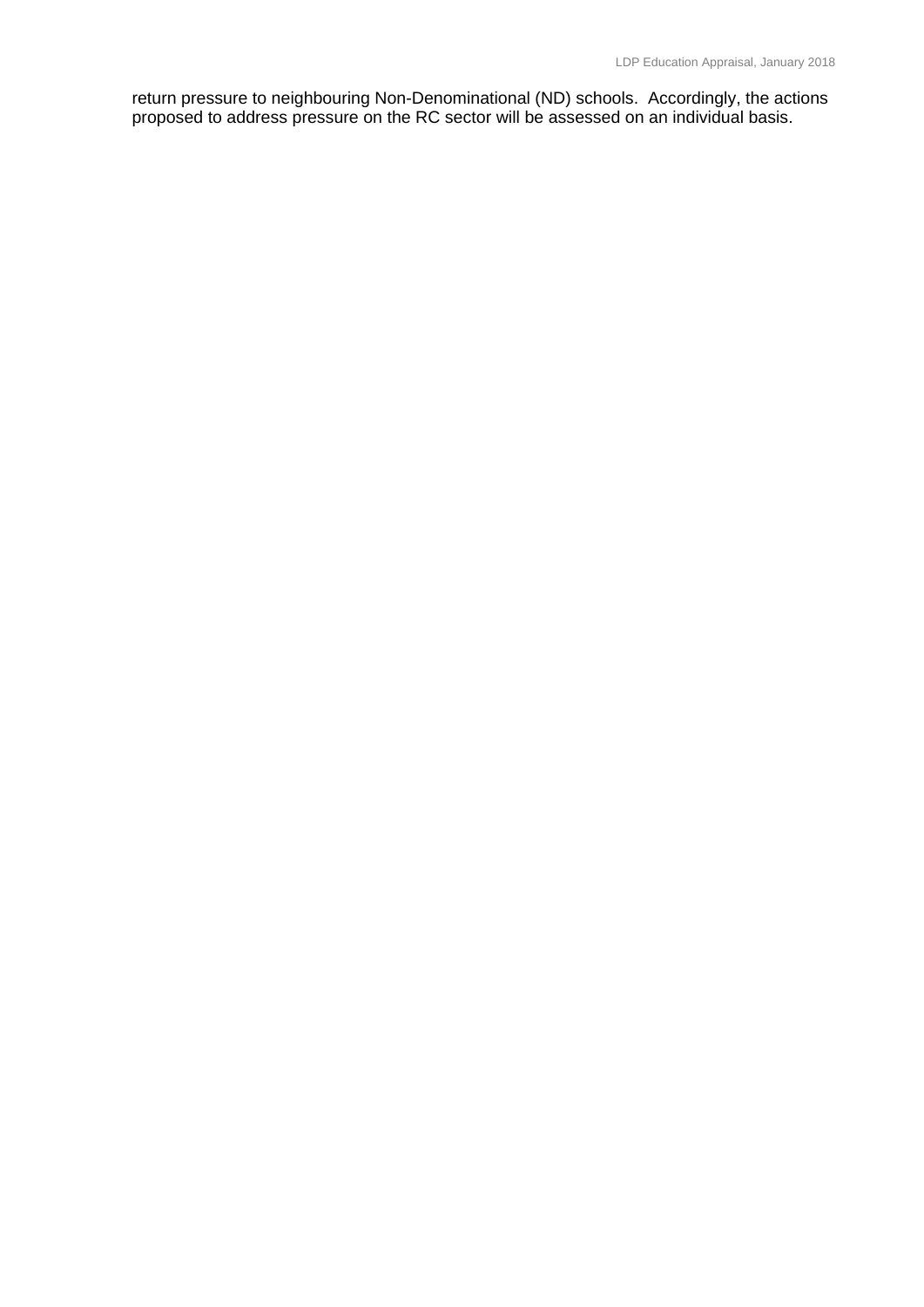return pressure to neighbouring Non-Denominational (ND) schools.  Accordingly, the actions proposed to address pressure on the RC sector will be assessed on an individual basis.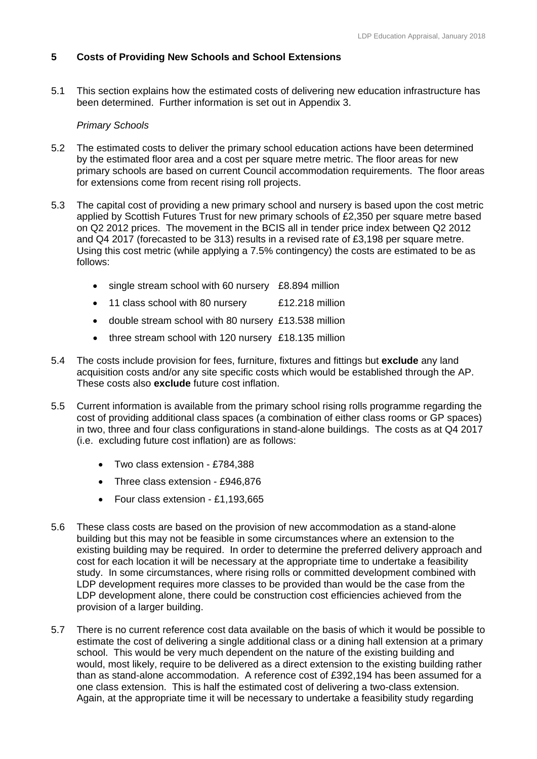## 5 Costs of Providing New Schools and School Extensions

5.1 This section explains how the estimated costs of delivering new education infrastructure has been determined. Further information is set out in Appendix 3.

*Primary Schools*

5.2 The estimated costs to deliver the primary school education actions have been determined by the estimated floor area and a cost per square metre metric. The floor areas for new primary schools are based on current Council accommodation requirements. The floor areas for extensions come from recent rising roll projects.

5.3 The capital cost of providing a new primary school and nursery is based upon the cost metric applied by Scottish Futures Trust for new primary schools of £2,350 per square metre based on Q2 2012 prices. The movement in the BCIS all in tender price index between Q2 2012 and Q4 2017 (forecasted to be 313) results in a revised rate of £3,198 per square metre. Using this cost metric (while applying a 7.5% contingency) the costs are estimated to be as follows:

- single stream school with 60 nursery £8.894 million
- 11 class school with 80 nursery £12.218 million
- double stream school with 80 nursery £13.538 million
- three stream school with 120 nursery £18.135 million

5.4 The costs include provision for fees, furniture, fixtures and fittings but **exclude** any land acquisition costs and/or any site specific costs which would be established through the AP. These costs also **exclude** future cost inflation.

5.5 Current information is available from the primary school rising rolls programme regarding the cost of providing additional class spaces (a combination of either class rooms or GP spaces) in two, three and four class configurations in stand-alone buildings. The costs as at Q4 2017 (i.e. excluding future cost inflation) are as follows:

- Two class extension - £784,388
- Three class extension - £946,876
- Four class extension - £1,193,665

5.6 These class costs are based on the provision of new accommodation as a stand-alone building but this may not be feasible in some circumstances where an extension to the existing building may be required. In order to determine the preferred delivery approach and cost for each location it will be necessary at the appropriate time to undertake a feasibility study. In some circumstances, where rising rolls or committed development combined with LDP development requires more classes to be provided than would be the case from the LDP development alone, there could be construction cost efficiencies achieved from the provision of a larger building.

5.7 There is no current reference cost data available on the basis of which it would be possible to estimate the cost of delivering a single additional class or a dining hall extension at a primary school. This would be very much dependent on the nature of the existing building and would, most likely, require to be delivered as a direct extension to the existing building rather than as stand-alone accommodation. A reference cost of £392,194 has been assumed for a one class extension. This is half the estimated cost of delivering a two-class extension. Again, at the appropriate time it will be necessary to undertake a feasibility study regarding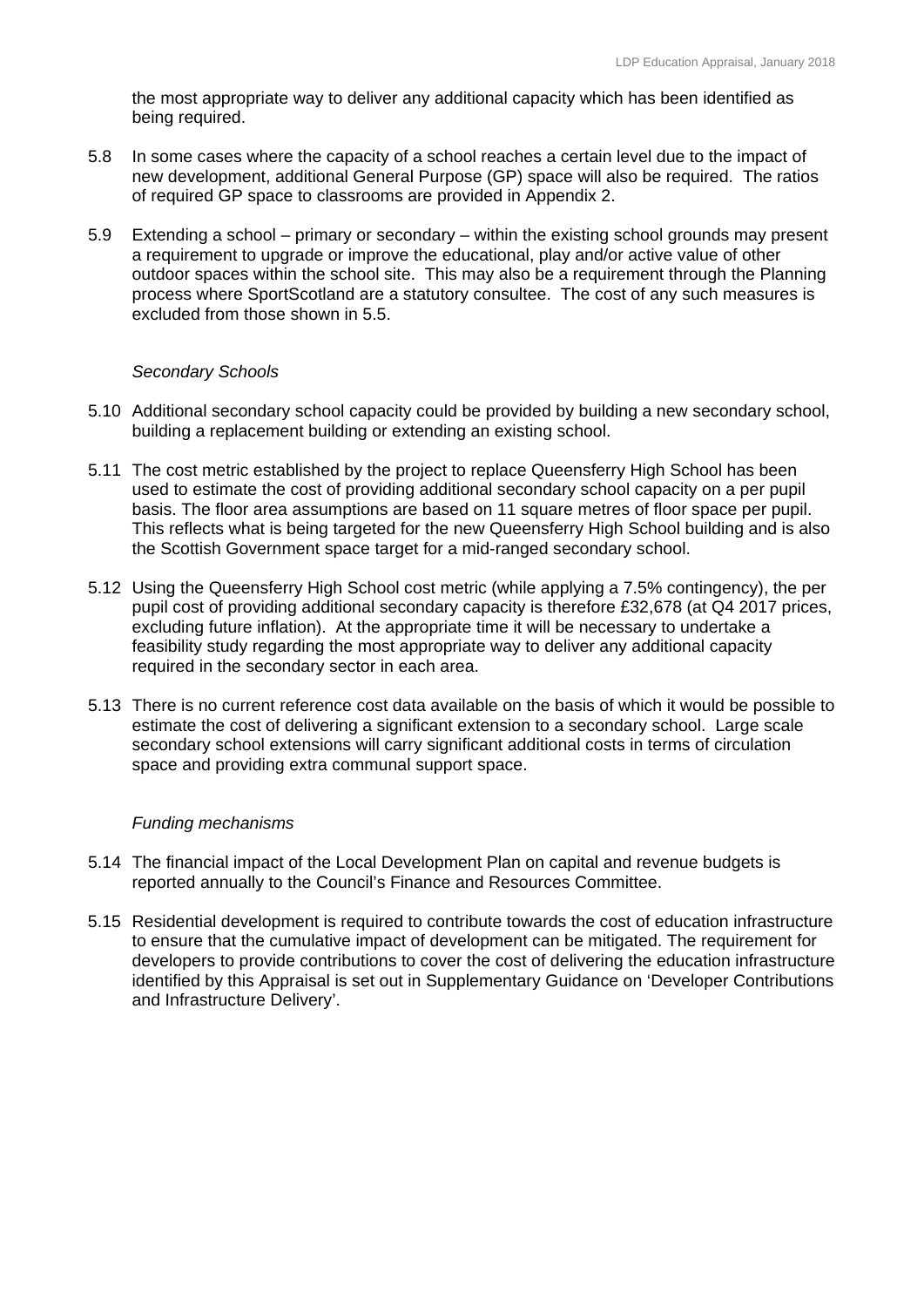the most appropriate way to deliver any additional capacity which has been identified as being required.

5.8 In some cases where the capacity of a school reaches a certain level due to the impact of new development, additional General Purpose (GP) space will also be required. The ratios of required GP space to classrooms are provided in Appendix 2.

5.9 Extending a school – primary or secondary – within the existing school grounds may present a requirement to upgrade or improve the educational, play and/or active value of other outdoor spaces within the school site. This may also be a requirement through the Planning process where SportScotland are a statutory consultee. The cost of any such measures is excluded from those shown in 5.5.

*Secondary Schools*

5.10 Additional secondary school capacity could be provided by building a new secondary school, building a replacement building or extending an existing school.

5.11 The cost metric established by the project to replace Queensferry High School has been used to estimate the cost of providing additional secondary school capacity on a per pupil basis. The floor area assumptions are based on 11 square metres of floor space per pupil. This reflects what is being targeted for the new Queensferry High School building and is also the Scottish Government space target for a mid-ranged secondary school.

5.12 Using the Queensferry High School cost metric (while applying a 7.5% contingency), the per pupil cost of providing additional secondary capacity is therefore £32,678 (at Q4 2017 prices, excluding future inflation). At the appropriate time it will be necessary to undertake a feasibility study regarding the most appropriate way to deliver any additional capacity required in the secondary sector in each area.

5.13 There is no current reference cost data available on the basis of which it would be possible to estimate the cost of delivering a significant extension to a secondary school. Large scale secondary school extensions will carry significant additional costs in terms of circulation space and providing extra communal support space.

*Funding mechanisms*

5.14 The financial impact of the Local Development Plan on capital and revenue budgets is reported annually to the Council's Finance and Resources Committee.

5.15 Residential development is required to contribute towards the cost of education infrastructure to ensure that the cumulative impact of development can be mitigated. The requirement for developers to provide contributions to cover the cost of delivering the education infrastructure identified by this Appraisal is set out in Supplementary Guidance on 'Developer Contributions and Infrastructure Delivery'.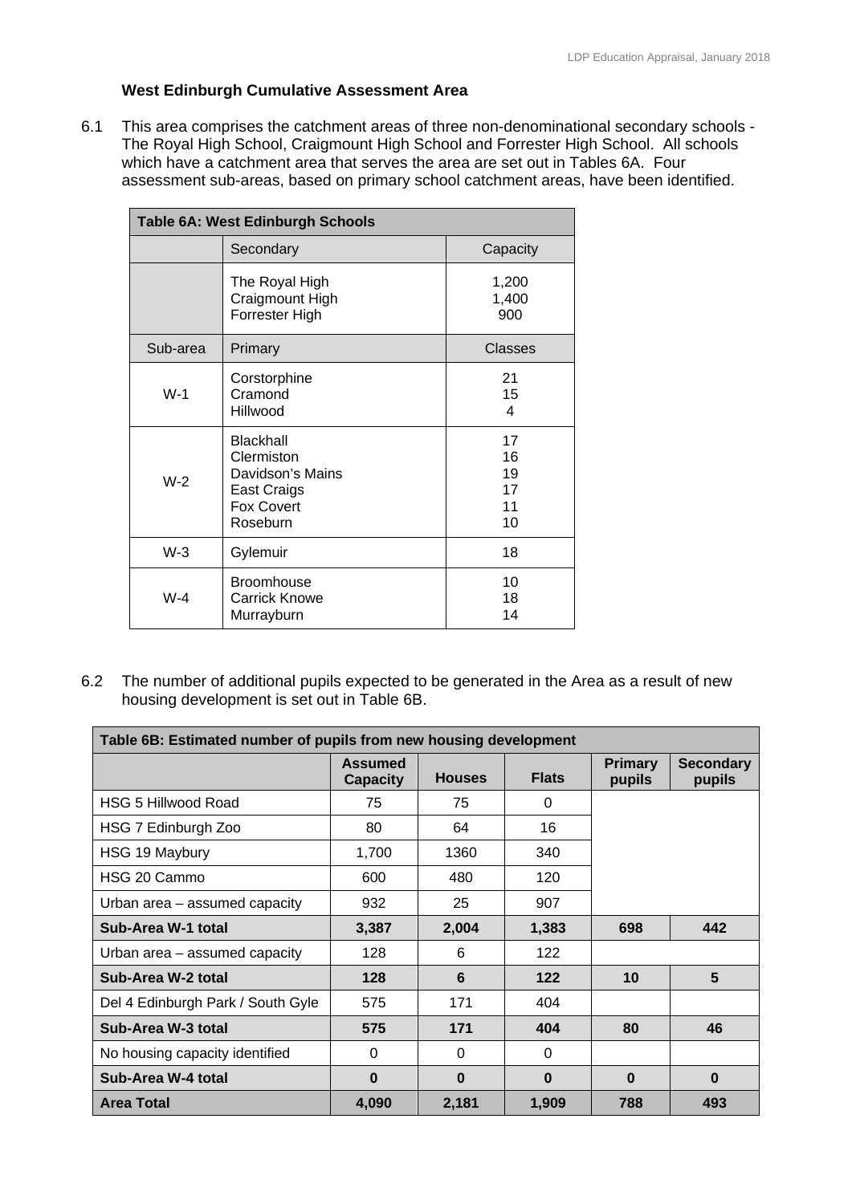### West Edinburgh Cumulative Assessment Area

6.1 This area comprises the catchment areas of three non-denominational secondary schools - The Royal High School, Craigmount High School and Forrester High School. All schools which have a catchment area that serves the area are set out in Tables 6A. Four assessment sub-areas, based on primary school catchment areas, have been identified.

| Table 6A: West Edinburgh Schools | | |
|---|---|---|
| | Secondary | Capacity |
| | The Royal High<br>Craigmount High<br>Forrester High | 1,200<br>1,400<br>900 |
| Sub-area | Primary | Classes |
| W-1 | Corstorphine<br>Cramond<br>Hillwood | 21<br>15<br>4 |
| W-2 | Blackhall<br>Clermiston<br>Davidson's Mains<br>East Craigs<br>Fox Covert<br>Roseburn | 17<br>16<br>19<br>17<br>11<br>10 |
| W-3 | Gylemuir | 18 |
| W-4 | Broomhouse<br>Carrick Knowe<br>Murrayburn | 10<br>18<br>14 |

6.2 The number of additional pupils expected to be generated in the Area as a result of new housing development is set out in Table 6B.

| Table 6B: Estimated number of pupils from new housing development | | | | | |
|---|---|---|---|---|---|
| | **Assumed Capacity** | **Houses** | **Flats** | **Primary pupils** | **Secondary pupils** |
| HSG 5 Hillwood Road | 75 | 75 | 0 | | |
| HSG 7 Edinburgh Zoo | 80 | 64 | 16 | | |
| HSG 19 Maybury | 1,700 | 1360 | 340 | | |
| HSG 20 Cammo | 600 | 480 | 120 | | |
| Urban area – assumed capacity | 932 | 25 | 907 | | |
| **Sub-Area W-1 total** | **3,387** | **2,004** | **1,383** | **698** | **442** |
| Urban area – assumed capacity | 128 | 6 | 122 | | |
| **Sub-Area W-2 total** | **128** | **6** | **122** | **10** | **5** |
| Del 4 Edinburgh Park / South Gyle | 575 | 171 | 404 | | |
| **Sub-Area W-3 total** | **575** | **171** | **404** | **80** | **46** |
| No housing capacity identified | 0 | 0 | 0 | | |
| **Sub-Area W-4 total** | **0** | **0** | **0** | **0** | **0** |
| **Area Total** | **4,090** | **2,181** | **1,909** | **788** | **493** |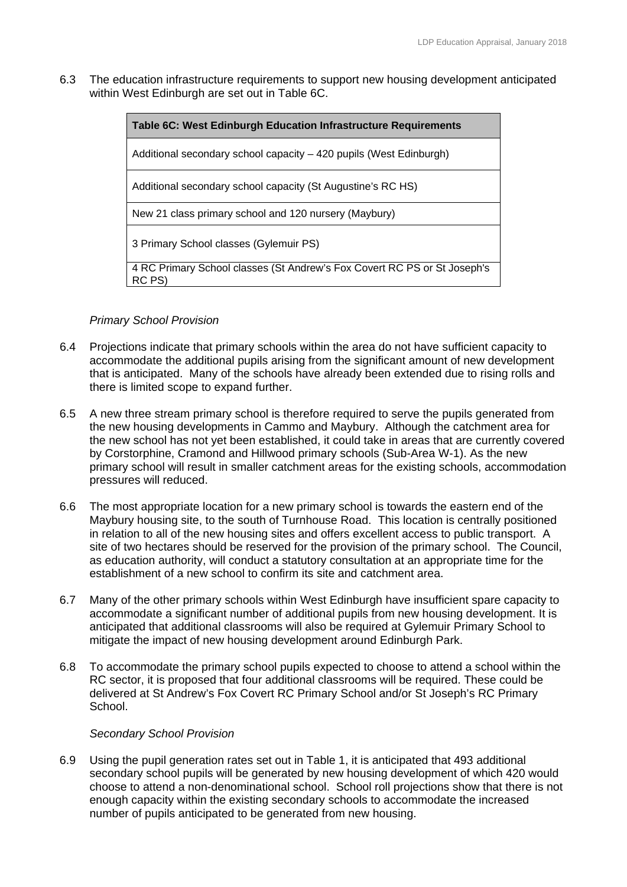6.3 The education infrastructure requirements to support new housing development anticipated within West Edinburgh are set out in Table 6C.

| Table 6C: West Edinburgh Education Infrastructure Requirements |
|---|
| Additional secondary school capacity – 420 pupils (West Edinburgh) |
| Additional secondary school capacity (St Augustine's RC HS) |
| New 21 class primary school and 120 nursery (Maybury) |
| 3 Primary School classes (Gylemuir PS) |
| 4 RC Primary School classes (St Andrew's Fox Covert RC PS or St Joseph's RC PS) |

*Primary School Provision*

6.4 Projections indicate that primary schools within the area do not have sufficient capacity to accommodate the additional pupils arising from the significant amount of new development that is anticipated. Many of the schools have already been extended due to rising rolls and there is limited scope to expand further.

6.5 A new three stream primary school is therefore required to serve the pupils generated from the new housing developments in Cammo and Maybury. Although the catchment area for the new school has not yet been established, it could take in areas that are currently covered by Corstorphine, Cramond and Hillwood primary schools (Sub-Area W-1). As the new primary school will result in smaller catchment areas for the existing schools, accommodation pressures will reduced.

6.6 The most appropriate location for a new primary school is towards the eastern end of the Maybury housing site, to the south of Turnhouse Road. This location is centrally positioned in relation to all of the new housing sites and offers excellent access to public transport. A site of two hectares should be reserved for the provision of the primary school. The Council, as education authority, will conduct a statutory consultation at an appropriate time for the establishment of a new school to confirm its site and catchment area.

6.7 Many of the other primary schools within West Edinburgh have insufficient spare capacity to accommodate a significant number of additional pupils from new housing development. It is anticipated that additional classrooms will also be required at Gylemuir Primary School to mitigate the impact of new housing development around Edinburgh Park.

6.8 To accommodate the primary school pupils expected to choose to attend a school within the RC sector, it is proposed that four additional classrooms will be required. These could be delivered at St Andrew's Fox Covert RC Primary School and/or St Joseph's RC Primary School.

*Secondary School Provision*

6.9 Using the pupil generation rates set out in Table 1, it is anticipated that 493 additional secondary school pupils will be generated by new housing development of which 420 would choose to attend a non-denominational school. School roll projections show that there is not enough capacity within the existing secondary schools to accommodate the increased number of pupils anticipated to be generated from new housing.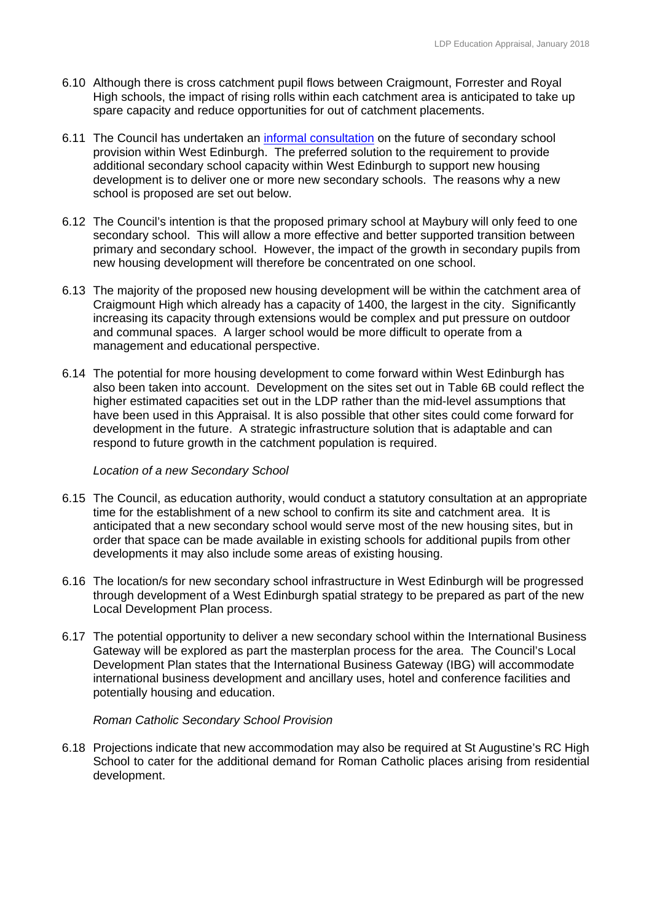6.10 Although there is cross catchment pupil flows between Craigmount, Forrester and Royal High schools, the impact of rising rolls within each catchment area is anticipated to take up spare capacity and reduce opportunities for out of catchment placements.

6.11 The Council has undertaken an informal consultation on the future of secondary school provision within West Edinburgh. The preferred solution to the requirement to provide additional secondary school capacity within West Edinburgh to support new housing development is to deliver one or more new secondary schools. The reasons why a new school is proposed are set out below.

6.12 The Council's intention is that the proposed primary school at Maybury will only feed to one secondary school. This will allow a more effective and better supported transition between primary and secondary school. However, the impact of the growth in secondary pupils from new housing development will therefore be concentrated on one school.

6.13 The majority of the proposed new housing development will be within the catchment area of Craigmount High which already has a capacity of 1400, the largest in the city. Significantly increasing its capacity through extensions would be complex and put pressure on outdoor and communal spaces. A larger school would be more difficult to operate from a management and educational perspective.

6.14 The potential for more housing development to come forward within West Edinburgh has also been taken into account. Development on the sites set out in Table 6B could reflect the higher estimated capacities set out in the LDP rather than the mid-level assumptions that have been used in this Appraisal. It is also possible that other sites could come forward for development in the future. A strategic infrastructure solution that is adaptable and can respond to future growth in the catchment population is required.

*Location of a new Secondary School*

6.15 The Council, as education authority, would conduct a statutory consultation at an appropriate time for the establishment of a new school to confirm its site and catchment area. It is anticipated that a new secondary school would serve most of the new housing sites, but in order that space can be made available in existing schools for additional pupils from other developments it may also include some areas of existing housing.

6.16 The location/s for new secondary school infrastructure in West Edinburgh will be progressed through development of a West Edinburgh spatial strategy to be prepared as part of the new Local Development Plan process.

6.17 The potential opportunity to deliver a new secondary school within the International Business Gateway will be explored as part the masterplan process for the area. The Council's Local Development Plan states that the International Business Gateway (IBG) will accommodate international business development and ancillary uses, hotel and conference facilities and potentially housing and education.

*Roman Catholic Secondary School Provision*

6.18 Projections indicate that new accommodation may also be required at St Augustine's RC High School to cater for the additional demand for Roman Catholic places arising from residential development.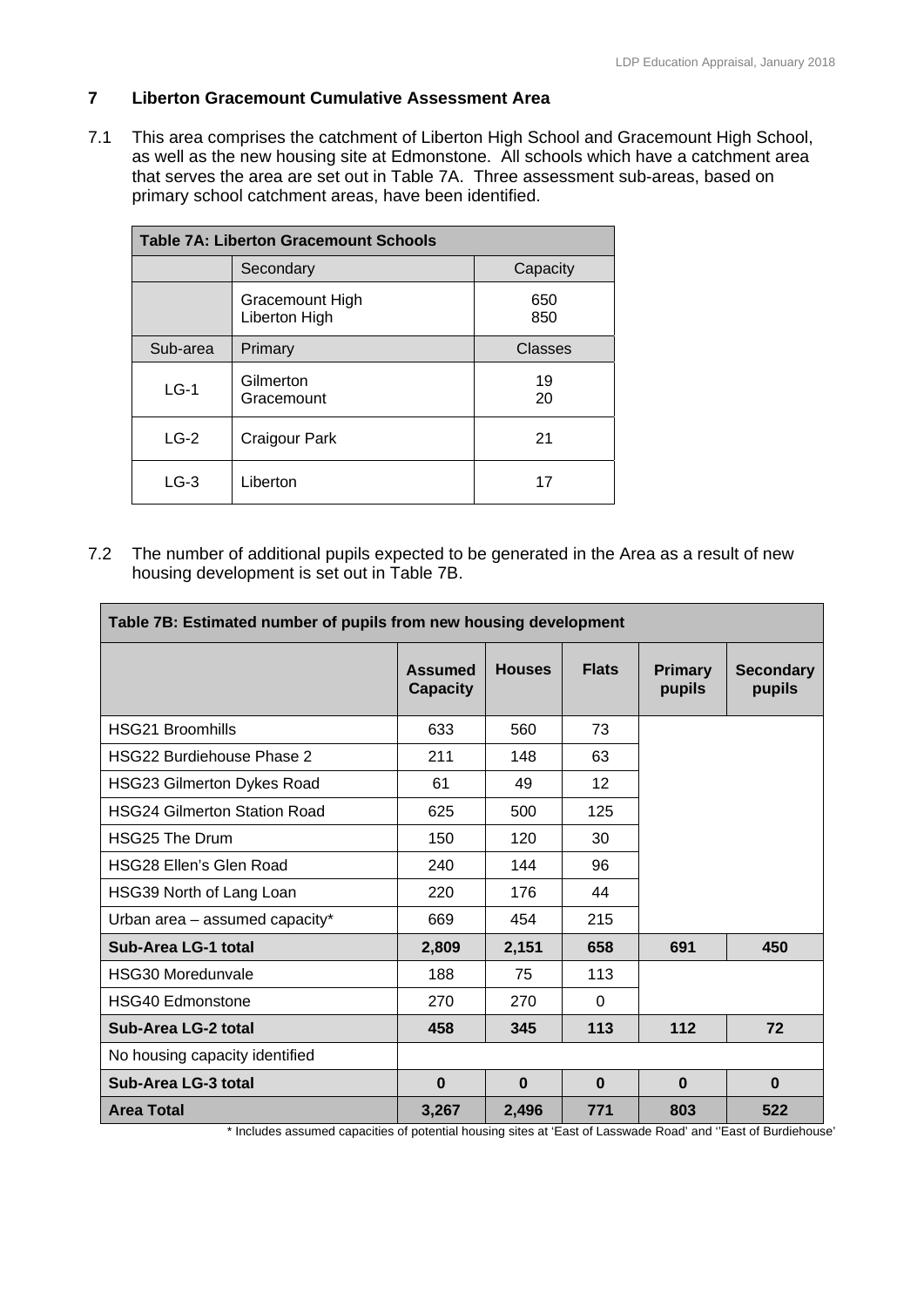## 7 Liberton Gracemount Cumulative Assessment Area

7.1 This area comprises the catchment of Liberton High School and Gracemount High School, as well as the new housing site at Edmonstone. All schools which have a catchment area that serves the area are set out in Table 7A. Three assessment sub-areas, based on primary school catchment areas, have been identified.

| Table 7A: Liberton Gracemount Schools | | |
|---|---|---|
| | Secondary | Capacity |
| | Gracemount High<br>Liberton High | 650<br>850 |
| Sub-area | Primary | Classes |
| LG-1 | Gilmerton<br>Gracemount | 19<br>20 |
| LG-2 | Craigour Park | 21 |
| LG-3 | Liberton | 17 |

7.2 The number of additional pupils expected to be generated in the Area as a result of new housing development is set out in Table 7B.

| Table 7B: Estimated number of pupils from new housing development | | | | | |
|---|---|---|---|---|---|
| | **Assumed Capacity** | **Houses** | **Flats** | **Primary pupils** | **Secondary pupils** |
| HSG21 Broomhills | 633 | 560 | 73 | | |
| HSG22 Burdiehouse Phase 2 | 211 | 148 | 63 | | |
| HSG23 Gilmerton Dykes Road | 61 | 49 | 12 | | |
| HSG24 Gilmerton Station Road | 625 | 500 | 125 | | |
| HSG25 The Drum | 150 | 120 | 30 | | |
| HSG28 Ellen's Glen Road | 240 | 144 | 96 | | |
| HSG39 North of Lang Loan | 220 | 176 | 44 | | |
| Urban area – assumed capacity* | 669 | 454 | 215 | | |
| **Sub-Area LG-1 total** | **2,809** | **2,151** | **658** | **691** | **450** |
| HSG30 Moredunvale | 188 | 75 | 113 | | |
| HSG40 Edmonstone | 270 | 270 | 0 | | |
| **Sub-Area LG-2 total** | **458** | **345** | **113** | **112** | **72** |
| No housing capacity identified | | | | | |
| **Sub-Area LG-3 total** | **0** | **0** | **0** | **0** | **0** |
| **Area Total** | **3,267** | **2,496** | **771** | **803** | **522** |

\* Includes assumed capacities of potential housing sites at 'East of Lasswade Road' and ''East of Burdiehouse'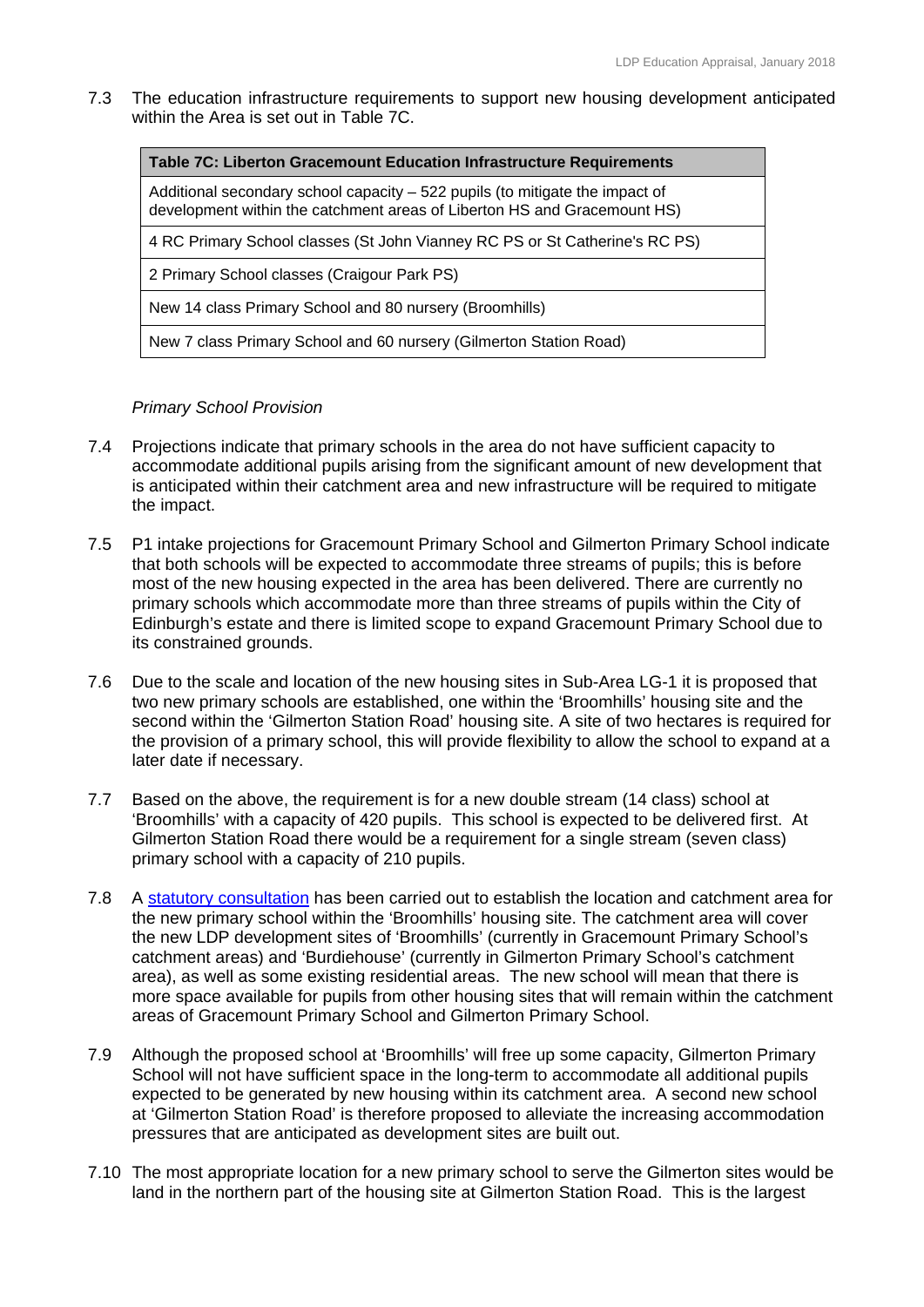7.3 The education infrastructure requirements to support new housing development anticipated within the Area is set out in Table 7C.

| Table 7C: Liberton Gracemount Education Infrastructure Requirements |
| --- |
| Additional secondary school capacity – 522 pupils (to mitigate the impact of development within the catchment areas of Liberton HS and Gracemount HS) |
| 4 RC Primary School classes (St John Vianney RC PS or St Catherine's RC PS) |
| 2 Primary School classes (Craigour Park PS) |
| New 14 class Primary School and 80 nursery (Broomhills) |
| New 7 class Primary School and 60 nursery (Gilmerton Station Road) |

*Primary School Provision*

7.4 Projections indicate that primary schools in the area do not have sufficient capacity to accommodate additional pupils arising from the significant amount of new development that is anticipated within their catchment area and new infrastructure will be required to mitigate the impact.

7.5 P1 intake projections for Gracemount Primary School and Gilmerton Primary School indicate that both schools will be expected to accommodate three streams of pupils; this is before most of the new housing expected in the area has been delivered. There are currently no primary schools which accommodate more than three streams of pupils within the City of Edinburgh's estate and there is limited scope to expand Gracemount Primary School due to its constrained grounds.

7.6 Due to the scale and location of the new housing sites in Sub-Area LG-1 it is proposed that two new primary schools are established, one within the 'Broomhills' housing site and the second within the 'Gilmerton Station Road' housing site. A site of two hectares is required for the provision of a primary school, this will provide flexibility to allow the school to expand at a later date if necessary.

7.7 Based on the above, the requirement is for a new double stream (14 class) school at 'Broomhills' with a capacity of 420 pupils. This school is expected to be delivered first. At Gilmerton Station Road there would be a requirement for a single stream (seven class) primary school with a capacity of 210 pupils.

7.8 A statutory consultation has been carried out to establish the location and catchment area for the new primary school within the 'Broomhills' housing site. The catchment area will cover the new LDP development sites of 'Broomhills' (currently in Gracemount Primary School's catchment areas) and 'Burdiehouse' (currently in Gilmerton Primary School's catchment area), as well as some existing residential areas. The new school will mean that there is more space available for pupils from other housing sites that will remain within the catchment areas of Gracemount Primary School and Gilmerton Primary School.

7.9 Although the proposed school at 'Broomhills' will free up some capacity, Gilmerton Primary School will not have sufficient space in the long-term to accommodate all additional pupils expected to be generated by new housing within its catchment area. A second new school at 'Gilmerton Station Road' is therefore proposed to alleviate the increasing accommodation pressures that are anticipated as development sites are built out.

7.10 The most appropriate location for a new primary school to serve the Gilmerton sites would be land in the northern part of the housing site at Gilmerton Station Road. This is the largest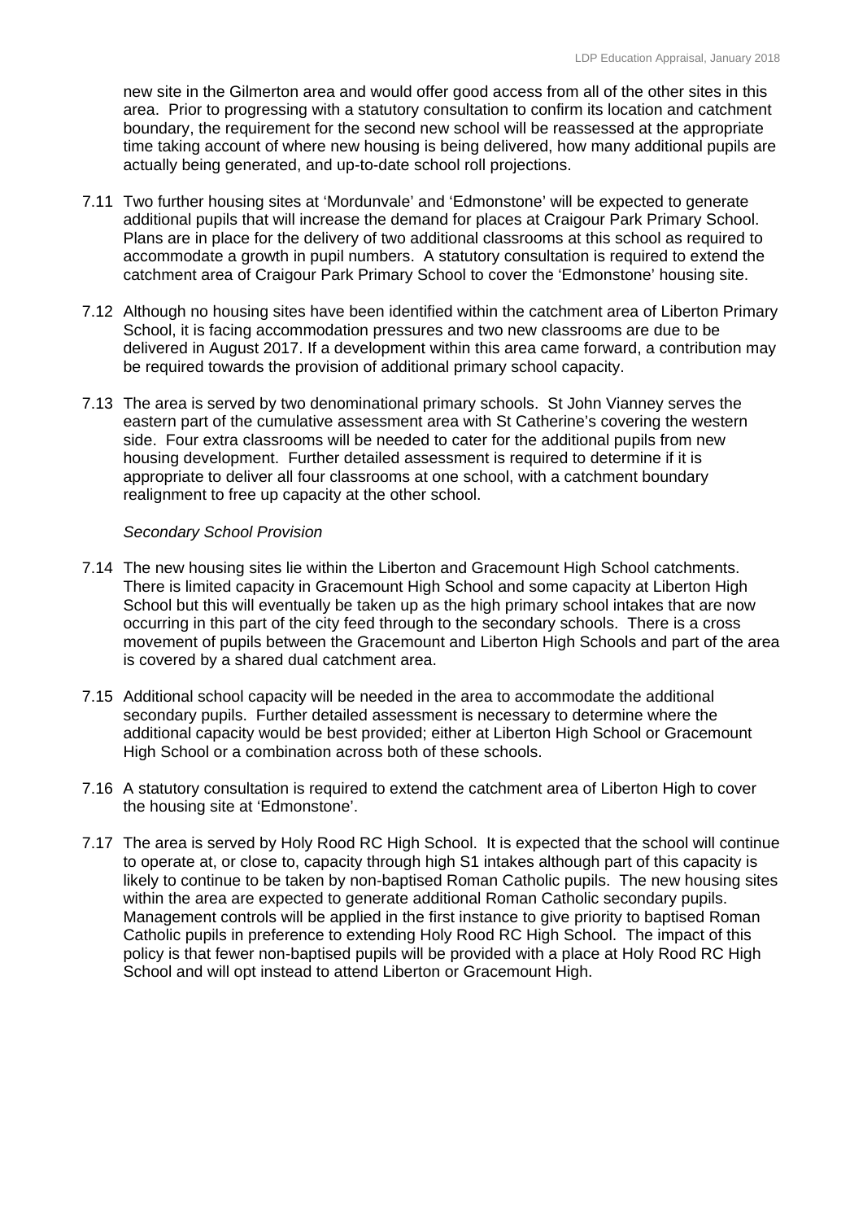new site in the Gilmerton area and would offer good access from all of the other sites in this area. Prior to progressing with a statutory consultation to confirm its location and catchment boundary, the requirement for the second new school will be reassessed at the appropriate time taking account of where new housing is being delivered, how many additional pupils are actually being generated, and up-to-date school roll projections.

7.11 Two further housing sites at 'Mordunvale' and 'Edmonstone' will be expected to generate additional pupils that will increase the demand for places at Craigour Park Primary School. Plans are in place for the delivery of two additional classrooms at this school as required to accommodate a growth in pupil numbers. A statutory consultation is required to extend the catchment area of Craigour Park Primary School to cover the 'Edmonstone' housing site.

7.12 Although no housing sites have been identified within the catchment area of Liberton Primary School, it is facing accommodation pressures and two new classrooms are due to be delivered in August 2017. If a development within this area came forward, a contribution may be required towards the provision of additional primary school capacity.

7.13 The area is served by two denominational primary schools. St John Vianney serves the eastern part of the cumulative assessment area with St Catherine's covering the western side. Four extra classrooms will be needed to cater for the additional pupils from new housing development. Further detailed assessment is required to determine if it is appropriate to deliver all four classrooms at one school, with a catchment boundary realignment to free up capacity at the other school.

*Secondary School Provision*

7.14 The new housing sites lie within the Liberton and Gracemount High School catchments. There is limited capacity in Gracemount High School and some capacity at Liberton High School but this will eventually be taken up as the high primary school intakes that are now occurring in this part of the city feed through to the secondary schools. There is a cross movement of pupils between the Gracemount and Liberton High Schools and part of the area is covered by a shared dual catchment area.

7.15 Additional school capacity will be needed in the area to accommodate the additional secondary pupils. Further detailed assessment is necessary to determine where the additional capacity would be best provided; either at Liberton High School or Gracemount High School or a combination across both of these schools.

7.16 A statutory consultation is required to extend the catchment area of Liberton High to cover the housing site at 'Edmonstone'.

7.17 The area is served by Holy Rood RC High School. It is expected that the school will continue to operate at, or close to, capacity through high S1 intakes although part of this capacity is likely to continue to be taken by non-baptised Roman Catholic pupils. The new housing sites within the area are expected to generate additional Roman Catholic secondary pupils. Management controls will be applied in the first instance to give priority to baptised Roman Catholic pupils in preference to extending Holy Rood RC High School. The impact of this policy is that fewer non-baptised pupils will be provided with a place at Holy Rood RC High School and will opt instead to attend Liberton or Gracemount High.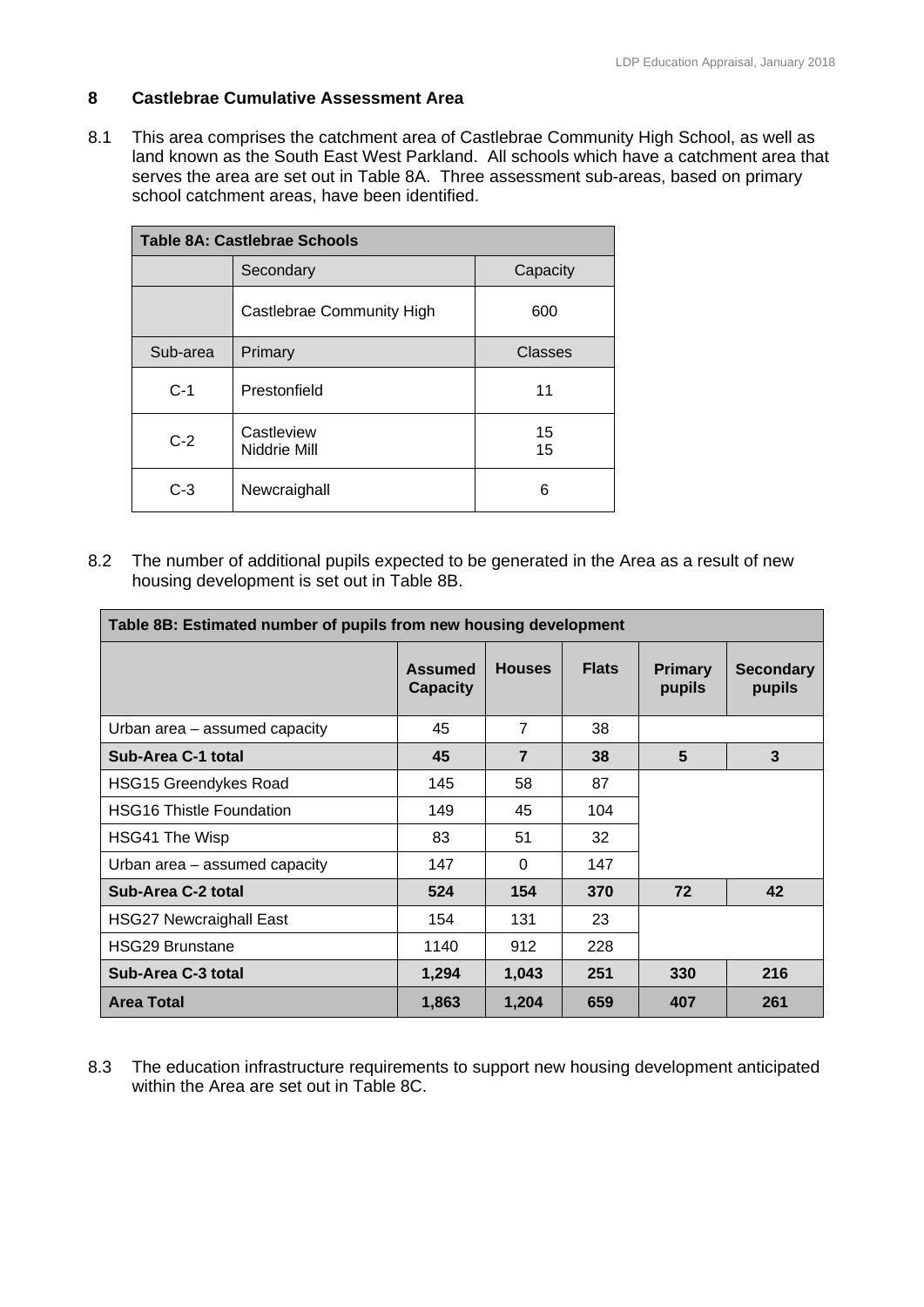## 8 Castlebrae Cumulative Assessment Area

8.1 This area comprises the catchment area of Castlebrae Community High School, as well as land known as the South East West Parkland. All schools which have a catchment area that serves the area are set out in Table 8A. Three assessment sub-areas, based on primary school catchment areas, have been identified.

| Table 8A: Castlebrae Schools | | |
|---|---|---|
| | Secondary | Capacity |
| | Castlebrae Community High | 600 |
| Sub-area | Primary | Classes |
| C-1 | Prestonfield | 11 |
| C-2 | Castleview<br>Niddrie Mill | 15<br>15 |
| C-3 | Newcraighall | 6 |

8.2 The number of additional pupils expected to be generated in the Area as a result of new housing development is set out in Table 8B.

| Table 8B: Estimated number of pupils from new housing development | | | | | |
|---|---|---|---|---|---|
| | **Assumed Capacity** | **Houses** | **Flats** | **Primary pupils** | **Secondary pupils** |
| Urban area – assumed capacity | 45 | 7 | 38 | | |
| **Sub-Area C-1 total** | **45** | **7** | **38** | **5** | **3** |
| HSG15 Greendykes Road | 145 | 58 | 87 | | |
| HSG16 Thistle Foundation | 149 | 45 | 104 | | |
| HSG41 The Wisp | 83 | 51 | 32 | | |
| Urban area – assumed capacity | 147 | 0 | 147 | | |
| **Sub-Area C-2 total** | **524** | **154** | **370** | **72** | **42** |
| HSG27 Newcraighall East | 154 | 131 | 23 | | |
| HSG29 Brunstane | 1140 | 912 | 228 | | |
| **Sub-Area C-3 total** | **1,294** | **1,043** | **251** | **330** | **216** |
| **Area Total** | **1,863** | **1,204** | **659** | **407** | **261** |

8.3 The education infrastructure requirements to support new housing development anticipated within the Area are set out in Table 8C.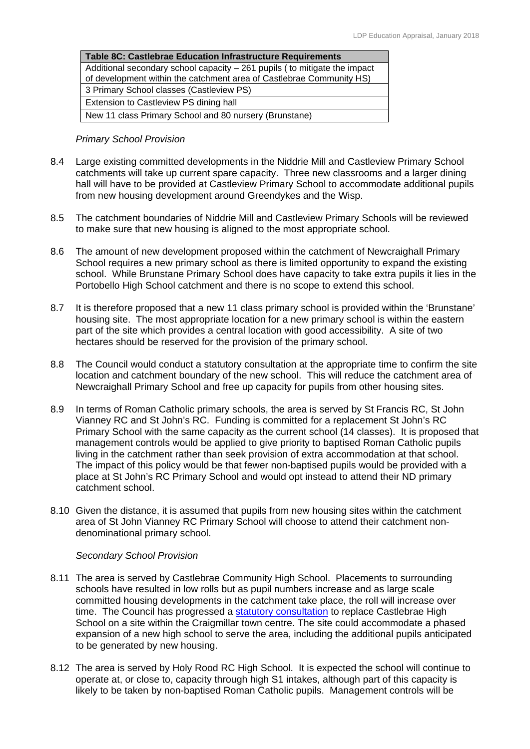| Table 8C: Castlebrae Education Infrastructure Requirements |
|---|
| Additional secondary school capacity – 261 pupils ( to mitigate the impact of development within the catchment area of Castlebrae Community HS) |
| 3 Primary School classes (Castleview PS) |
| Extension to Castleview PS dining hall |
| New 11 class Primary School and 80 nursery (Brunstane) |

*Primary School Provision*

8.4 Large existing committed developments in the Niddrie Mill and Castleview Primary School catchments will take up current spare capacity. Three new classrooms and a larger dining hall will have to be provided at Castleview Primary School to accommodate additional pupils from new housing development around Greendykes and the Wisp.

8.5 The catchment boundaries of Niddrie Mill and Castleview Primary Schools will be reviewed to make sure that new housing is aligned to the most appropriate school.

8.6 The amount of new development proposed within the catchment of Newcraighall Primary School requires a new primary school as there is limited opportunity to expand the existing school. While Brunstane Primary School does have capacity to take extra pupils it lies in the Portobello High School catchment and there is no scope to extend this school.

8.7 It is therefore proposed that a new 11 class primary school is provided within the 'Brunstane' housing site. The most appropriate location for a new primary school is within the eastern part of the site which provides a central location with good accessibility. A site of two hectares should be reserved for the provision of the primary school.

8.8 The Council would conduct a statutory consultation at the appropriate time to confirm the site location and catchment boundary of the new school. This will reduce the catchment area of Newcraighall Primary School and free up capacity for pupils from other housing sites.

8.9 In terms of Roman Catholic primary schools, the area is served by St Francis RC, St John Vianney RC and St John's RC. Funding is committed for a replacement St John's RC Primary School with the same capacity as the current school (14 classes). It is proposed that management controls would be applied to give priority to baptised Roman Catholic pupils living in the catchment rather than seek provision of extra accommodation at that school. The impact of this policy would be that fewer non-baptised pupils would be provided with a place at St John's RC Primary School and would opt instead to attend their ND primary catchment school.

8.10 Given the distance, it is assumed that pupils from new housing sites within the catchment area of St John Vianney RC Primary School will choose to attend their catchment non-denominational primary school.

*Secondary School Provision*

8.11 The area is served by Castlebrae Community High School. Placements to surrounding schools have resulted in low rolls but as pupil numbers increase and as large scale committed housing developments in the catchment take place, the roll will increase over time. The Council has progressed a statutory consultation to replace Castlebrae High School on a site within the Craigmillar town centre. The site could accommodate a phased expansion of a new high school to serve the area, including the additional pupils anticipated to be generated by new housing.

8.12 The area is served by Holy Rood RC High School. It is expected the school will continue to operate at, or close to, capacity through high S1 intakes, although part of this capacity is likely to be taken by non-baptised Roman Catholic pupils. Management controls will be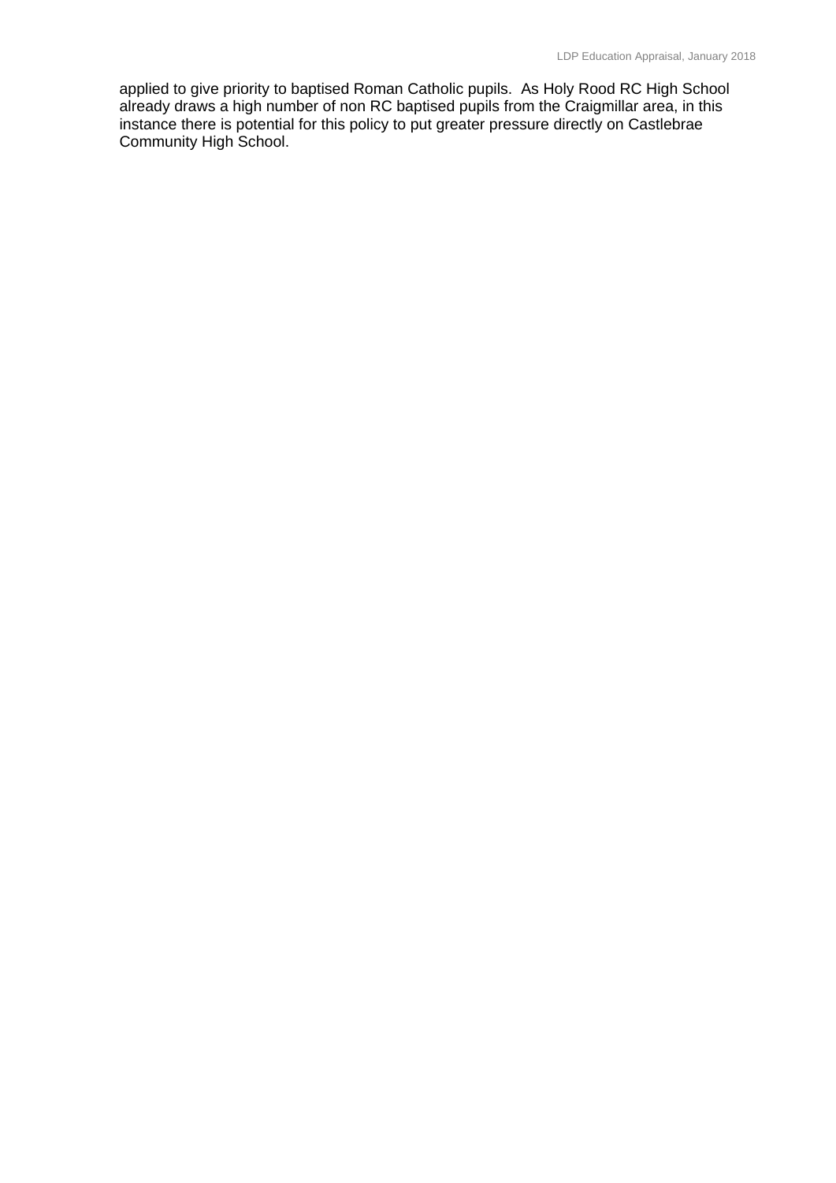applied to give priority to baptised Roman Catholic pupils. As Holy Rood RC High School already draws a high number of non RC baptised pupils from the Craigmillar area, in this instance there is potential for this policy to put greater pressure directly on Castlebrae Community High School.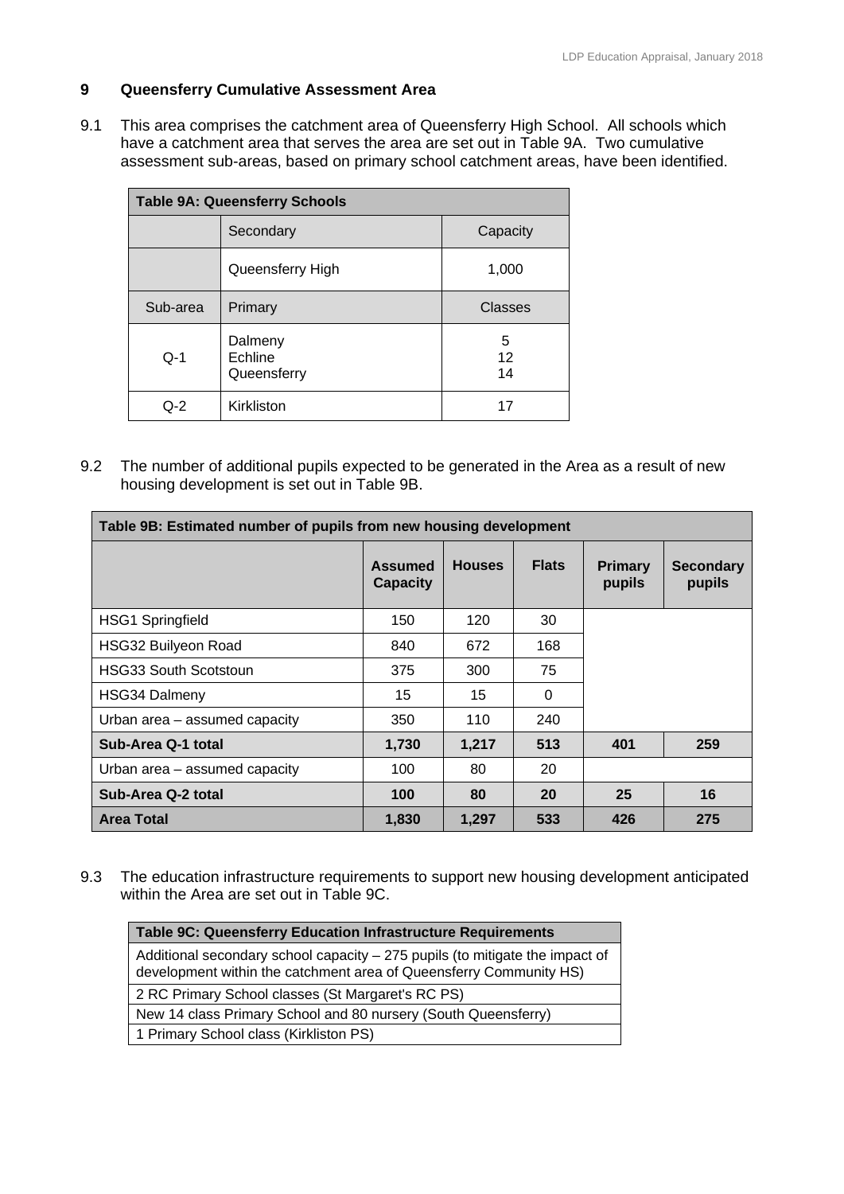## 9 Queensferry Cumulative Assessment Area

9.1 This area comprises the catchment area of Queensferry High School. All schools which have a catchment area that serves the area are set out in Table 9A. Two cumulative assessment sub-areas, based on primary school catchment areas, have been identified.

| Table 9A: Queensferry Schools | | |
|---|---|---|
| | Secondary | Capacity |
| | Queensferry High | 1,000 |
| Sub-area | Primary | Classes |
| Q-1 | Dalmeny<br>Echline<br>Queensferry | 5<br>12<br>14 |
| Q-2 | Kirkliston | 17 |

9.2 The number of additional pupils expected to be generated in the Area as a result of new housing development is set out in Table 9B.

| Table 9B: Estimated number of pupils from new housing development | | | | | |
|---|---|---|---|---|---|
| | **Assumed Capacity** | **Houses** | **Flats** | **Primary pupils** | **Secondary pupils** |
| HSG1 Springfield | 150 | 120 | 30 | | |
| HSG32 Builyeon Road | 840 | 672 | 168 | | |
| HSG33 South Scotstoun | 375 | 300 | 75 | | |
| HSG34 Dalmeny | 15 | 15 | 0 | | |
| Urban area – assumed capacity | 350 | 110 | 240 | | |
| **Sub-Area Q-1 total** | **1,730** | **1,217** | **513** | **401** | **259** |
| Urban area – assumed capacity | 100 | 80 | 20 | | |
| **Sub-Area Q-2 total** | **100** | **80** | **20** | **25** | **16** |
| **Area Total** | **1,830** | **1,297** | **533** | **426** | **275** |

9.3 The education infrastructure requirements to support new housing development anticipated within the Area are set out in Table 9C.

| Table 9C: Queensferry Education Infrastructure Requirements |
|---|
| Additional secondary school capacity – 275 pupils (to mitigate the impact of development within the catchment area of Queensferry Community HS) |
| 2 RC Primary School classes (St Margaret's RC PS) |
| New 14 class Primary School and 80 nursery (South Queensferry) |
| 1 Primary School class (Kirkliston PS) |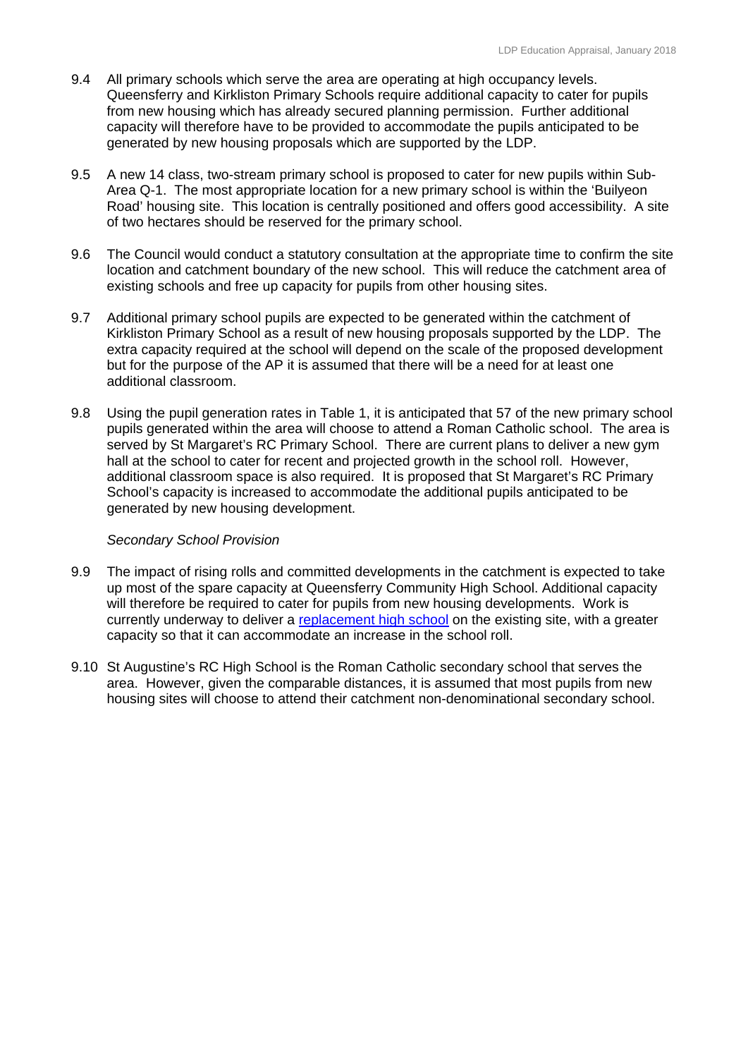9.4 All primary schools which serve the area are operating at high occupancy levels. Queensferry and Kirkliston Primary Schools require additional capacity to cater for pupils from new housing which has already secured planning permission. Further additional capacity will therefore have to be provided to accommodate the pupils anticipated to be generated by new housing proposals which are supported by the LDP.

9.5 A new 14 class, two-stream primary school is proposed to cater for new pupils within Sub-Area Q-1. The most appropriate location for a new primary school is within the 'Builyeon Road' housing site. This location is centrally positioned and offers good accessibility. A site of two hectares should be reserved for the primary school.

9.6 The Council would conduct a statutory consultation at the appropriate time to confirm the site location and catchment boundary of the new school. This will reduce the catchment area of existing schools and free up capacity for pupils from other housing sites.

9.7 Additional primary school pupils are expected to be generated within the catchment of Kirkliston Primary School as a result of new housing proposals supported by the LDP. The extra capacity required at the school will depend on the scale of the proposed development but for the purpose of the AP it is assumed that there will be a need for at least one additional classroom.

9.8 Using the pupil generation rates in Table 1, it is anticipated that 57 of the new primary school pupils generated within the area will choose to attend a Roman Catholic school. The area is served by St Margaret's RC Primary School. There are current plans to deliver a new gym hall at the school to cater for recent and projected growth in the school roll. However, additional classroom space is also required. It is proposed that St Margaret's RC Primary School's capacity is increased to accommodate the additional pupils anticipated to be generated by new housing development.

*Secondary School Provision*

9.9 The impact of rising rolls and committed developments in the catchment is expected to take up most of the spare capacity at Queensferry Community High School. Additional capacity will therefore be required to cater for pupils from new housing developments. Work is currently underway to deliver a replacement high school on the existing site, with a greater capacity so that it can accommodate an increase in the school roll.

9.10 St Augustine's RC High School is the Roman Catholic secondary school that serves the area. However, given the comparable distances, it is assumed that most pupils from new housing sites will choose to attend their catchment non-denominational secondary school.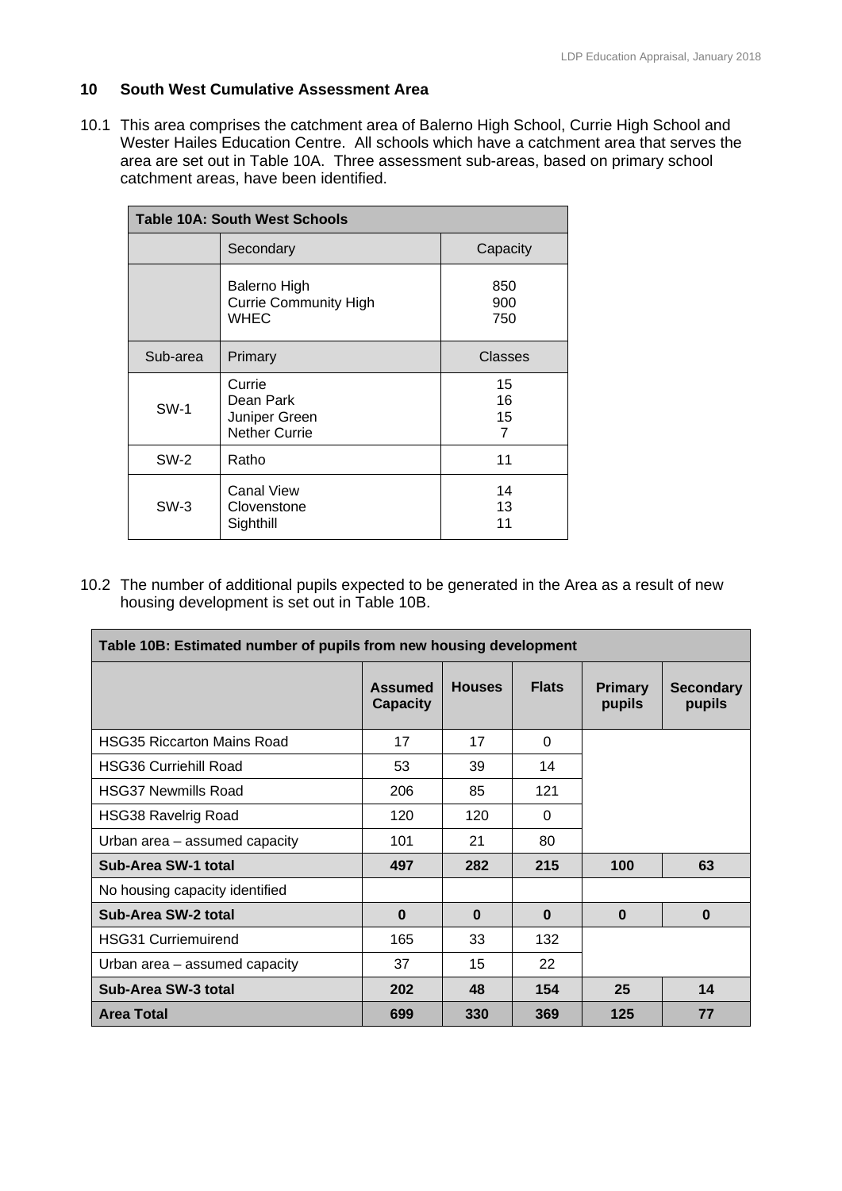## 10 South West Cumulative Assessment Area

10.1 This area comprises the catchment area of Balerno High School, Currie High School and Wester Hailes Education Centre. All schools which have a catchment area that serves the area are set out in Table 10A. Three assessment sub-areas, based on primary school catchment areas, have been identified.

| Table 10A: South West Schools | | |
|---|---|---|
| | Secondary | Capacity |
| | Balerno High<br>Currie Community High<br>WHEC | 850<br>900<br>750 |
| Sub-area | Primary | Classes |
| SW-1 | Currie<br>Dean Park<br>Juniper Green<br>Nether Currie | 15<br>16<br>15<br>7 |
| SW-2 | Ratho | 11 |
| SW-3 | Canal View<br>Clovenstone<br>Sighthill | 14<br>13<br>11 |

10.2 The number of additional pupils expected to be generated in the Area as a result of new housing development is set out in Table 10B.

| Table 10B: Estimated number of pupils from new housing development | | | | | |
|---|---|---|---|---|---|
| | **Assumed Capacity** | **Houses** | **Flats** | **Primary pupils** | **Secondary pupils** |
| HSG35 Riccarton Mains Road | 17 | 17 | 0 | | |
| HSG36 Curriehill Road | 53 | 39 | 14 | | |
| HSG37 Newmills Road | 206 | 85 | 121 | | |
| HSG38 Ravelrig Road | 120 | 120 | 0 | | |
| Urban area – assumed capacity | 101 | 21 | 80 | | |
| **Sub-Area SW-1 total** | **497** | **282** | **215** | **100** | **63** |
| No housing capacity identified | | | | | |
| **Sub-Area SW-2 total** | **0** | **0** | **0** | **0** | **0** |
| HSG31 Curriemuirend | 165 | 33 | 132 | | |
| Urban area – assumed capacity | 37 | 15 | 22 | | |
| **Sub-Area SW-3 total** | **202** | **48** | **154** | **25** | **14** |
| **Area Total** | **699** | **330** | **369** | **125** | **77** |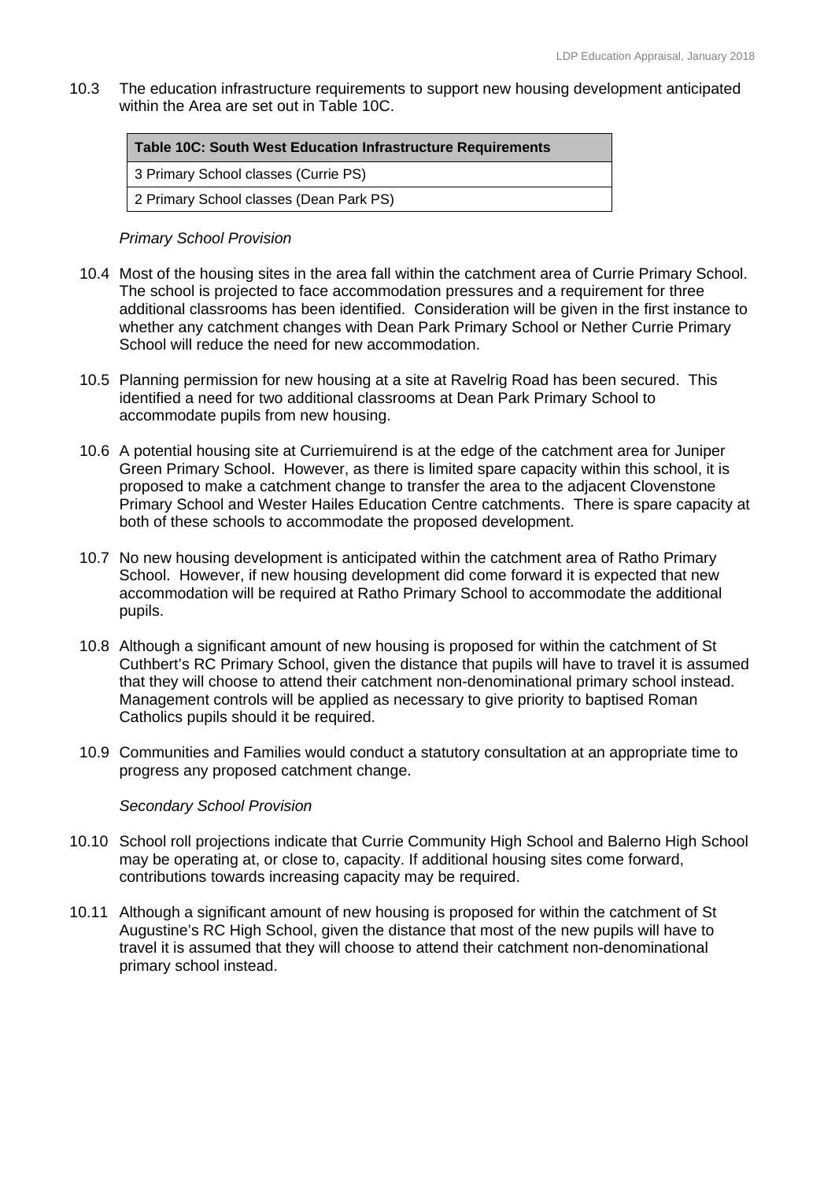10.3 The education infrastructure requirements to support new housing development anticipated within the Area are set out in Table 10C.

| Table 10C: South West Education Infrastructure Requirements |
|---|
| 3 Primary School classes (Currie PS) |
| 2 Primary School classes (Dean Park PS) |

*Primary School Provision*

10.4 Most of the housing sites in the area fall within the catchment area of Currie Primary School. The school is projected to face accommodation pressures and a requirement for three additional classrooms has been identified. Consideration will be given in the first instance to whether any catchment changes with Dean Park Primary School or Nether Currie Primary School will reduce the need for new accommodation.

10.5 Planning permission for new housing at a site at Ravelrig Road has been secured. This identified a need for two additional classrooms at Dean Park Primary School to accommodate pupils from new housing.

10.6 A potential housing site at Curriemuirend is at the edge of the catchment area for Juniper Green Primary School. However, as there is limited spare capacity within this school, it is proposed to make a catchment change to transfer the area to the adjacent Clovenstone Primary School and Wester Hailes Education Centre catchments. There is spare capacity at both of these schools to accommodate the proposed development.

10.7 No new housing development is anticipated within the catchment area of Ratho Primary School. However, if new housing development did come forward it is expected that new accommodation will be required at Ratho Primary School to accommodate the additional pupils.

10.8 Although a significant amount of new housing is proposed for within the catchment of St Cuthbert's RC Primary School, given the distance that pupils will have to travel it is assumed that they will choose to attend their catchment non-denominational primary school instead. Management controls will be applied as necessary to give priority to baptised Roman Catholics pupils should it be required.

10.9 Communities and Families would conduct a statutory consultation at an appropriate time to progress any proposed catchment change.

*Secondary School Provision*

10.10 School roll projections indicate that Currie Community High School and Balerno High School may be operating at, or close to, capacity. If additional housing sites come forward, contributions towards increasing capacity may be required.

10.11 Although a significant amount of new housing is proposed for within the catchment of St Augustine's RC High School, given the distance that most of the new pupils will have to travel it is assumed that they will choose to attend their catchment non-denominational primary school instead.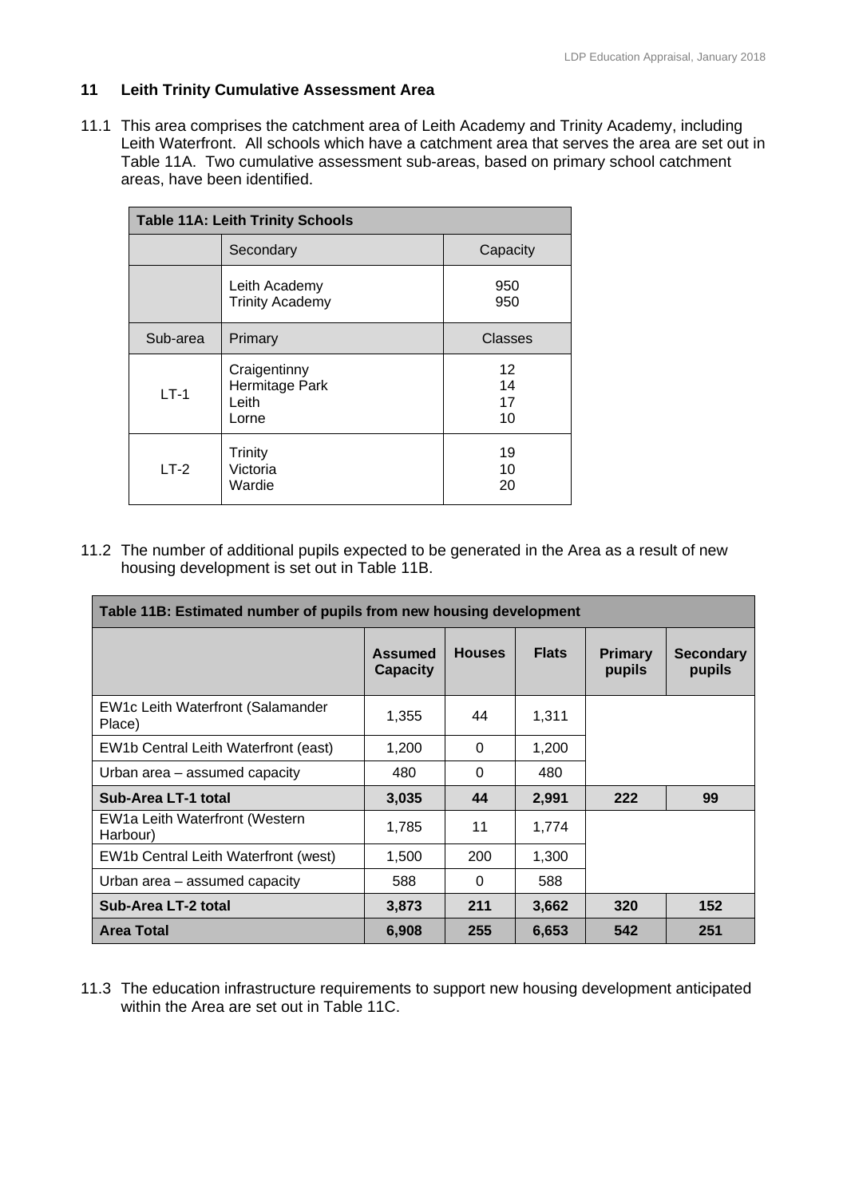## 11 Leith Trinity Cumulative Assessment Area

11.1 This area comprises the catchment area of Leith Academy and Trinity Academy, including Leith Waterfront. All schools which have a catchment area that serves the area are set out in Table 11A. Two cumulative assessment sub-areas, based on primary school catchment areas, have been identified.

| **Table 11A: Leith Trinity Schools** | | |
|---|---|---|
| | Secondary | Capacity |
| | Leith Academy<br>Trinity Academy | 950<br>950 |
| Sub-area | Primary | Classes |
| LT-1 | Craigentinny<br>Hermitage Park<br>Leith<br>Lorne | 12<br>14<br>17<br>10 |
| LT-2 | Trinity<br>Victoria<br>Wardie | 19<br>10<br>20 |

11.2 The number of additional pupils expected to be generated in the Area as a result of new housing development is set out in Table 11B.

| **Table 11B: Estimated number of pupils from new housing development** | | | | | |
|---|---|---|---|---|---|
| | **Assumed Capacity** | **Houses** | **Flats** | **Primary pupils** | **Secondary pupils** |
| EW1c Leith Waterfront (Salamander Place) | 1,355 | 44 | 1,311 | | |
| EW1b Central Leith Waterfront (east) | 1,200 | 0 | 1,200 | | |
| Urban area – assumed capacity | 480 | 0 | 480 | | |
| **Sub-Area LT-1 total** | **3,035** | **44** | **2,991** | **222** | **99** |
| EW1a Leith Waterfront (Western Harbour) | 1,785 | 11 | 1,774 | | |
| EW1b Central Leith Waterfront (west) | 1,500 | 200 | 1,300 | | |
| Urban area – assumed capacity | 588 | 0 | 588 | | |
| **Sub-Area LT-2 total** | **3,873** | **211** | **3,662** | **320** | **152** |
| **Area Total** | **6,908** | **255** | **6,653** | **542** | **251** |

11.3 The education infrastructure requirements to support new housing development anticipated within the Area are set out in Table 11C.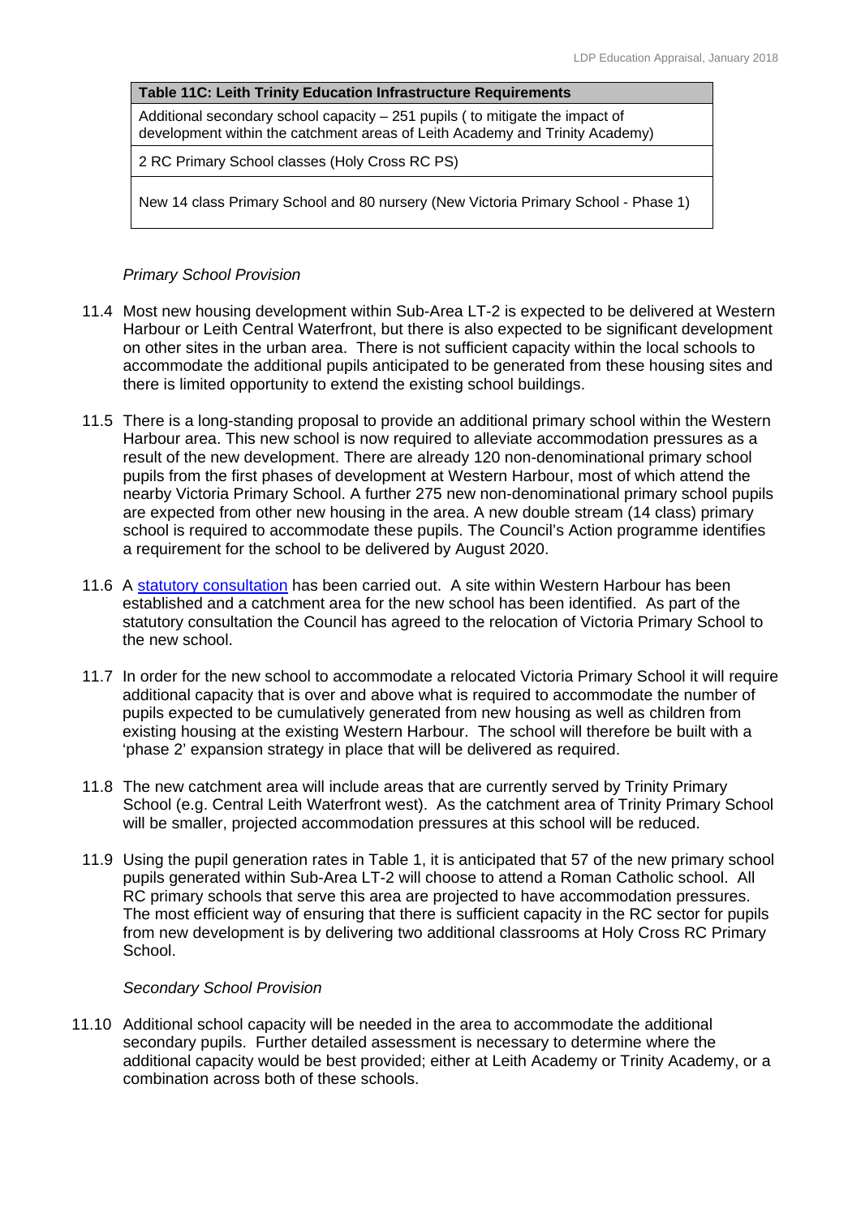| Table 11C: Leith Trinity Education Infrastructure Requirements |
|---|
| Additional secondary school capacity – 251 pupils ( to mitigate the impact of development within the catchment areas of Leith Academy and Trinity Academy) |
| 2 RC Primary School classes (Holy Cross RC PS) |
| New 14 class Primary School and 80 nursery (New Victoria Primary School - Phase 1) |

*Primary School Provision*

11.4 Most new housing development within Sub-Area LT-2 is expected to be delivered at Western Harbour or Leith Central Waterfront, but there is also expected to be significant development on other sites in the urban area. There is not sufficient capacity within the local schools to accommodate the additional pupils anticipated to be generated from these housing sites and there is limited opportunity to extend the existing school buildings.

11.5 There is a long-standing proposal to provide an additional primary school within the Western Harbour area. This new school is now required to alleviate accommodation pressures as a result of the new development. There are already 120 non-denominational primary school pupils from the first phases of development at Western Harbour, most of which attend the nearby Victoria Primary School. A further 275 new non-denominational primary school pupils are expected from other new housing in the area. A new double stream (14 class) primary school is required to accommodate these pupils. The Council's Action programme identifies a requirement for the school to be delivered by August 2020.

11.6 A statutory consultation has been carried out. A site within Western Harbour has been established and a catchment area for the new school has been identified. As part of the statutory consultation the Council has agreed to the relocation of Victoria Primary School to the new school.

11.7 In order for the new school to accommodate a relocated Victoria Primary School it will require additional capacity that is over and above what is required to accommodate the number of pupils expected to be cumulatively generated from new housing as well as children from existing housing at the existing Western Harbour. The school will therefore be built with a 'phase 2' expansion strategy in place that will be delivered as required.

11.8 The new catchment area will include areas that are currently served by Trinity Primary School (e.g. Central Leith Waterfront west). As the catchment area of Trinity Primary School will be smaller, projected accommodation pressures at this school will be reduced.

11.9 Using the pupil generation rates in Table 1, it is anticipated that 57 of the new primary school pupils generated within Sub-Area LT-2 will choose to attend a Roman Catholic school. All RC primary schools that serve this area are projected to have accommodation pressures. The most efficient way of ensuring that there is sufficient capacity in the RC sector for pupils from new development is by delivering two additional classrooms at Holy Cross RC Primary School.

*Secondary School Provision*

11.10 Additional school capacity will be needed in the area to accommodate the additional secondary pupils. Further detailed assessment is necessary to determine where the additional capacity would be best provided; either at Leith Academy or Trinity Academy, or a combination across both of these schools.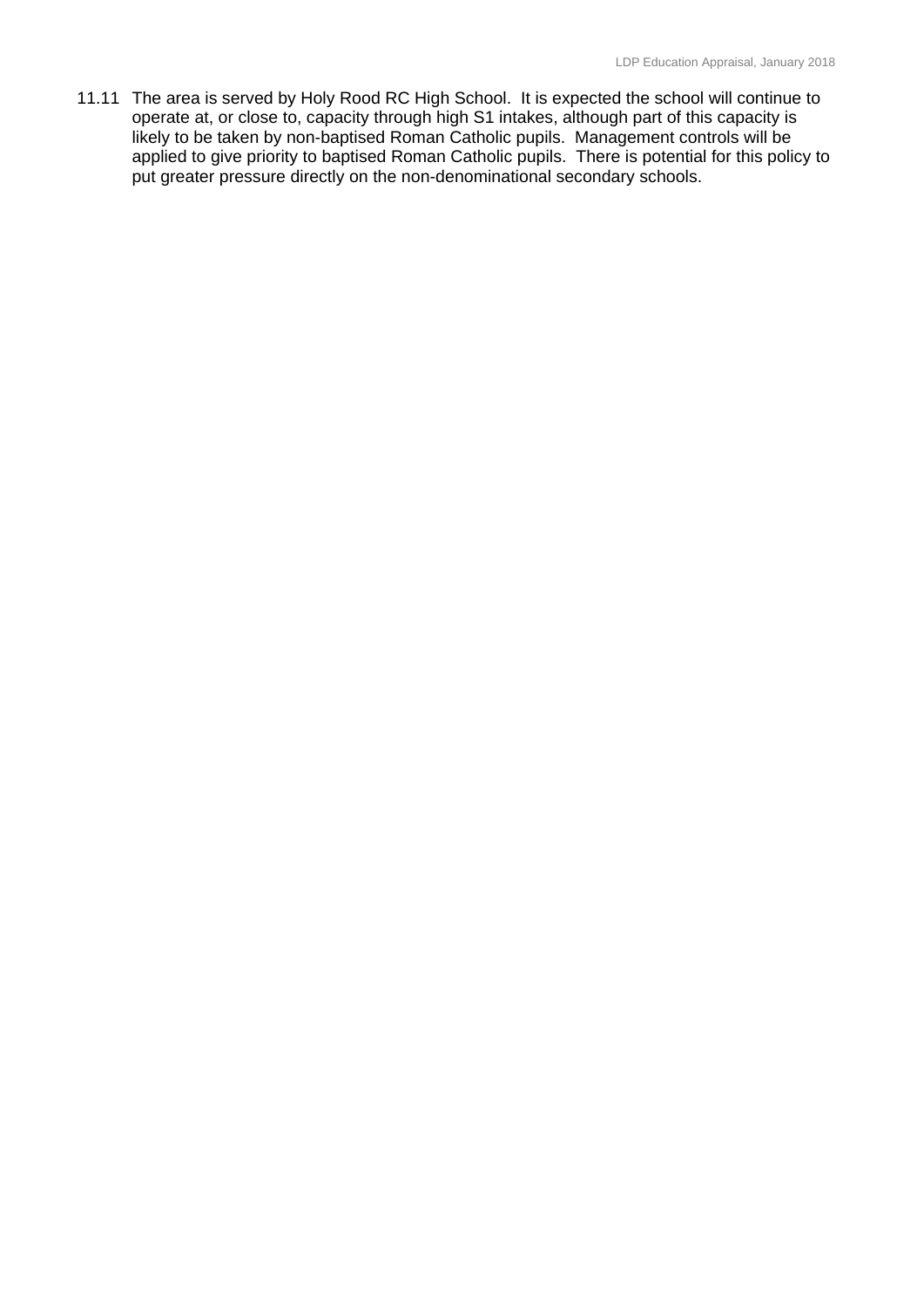11.11 The area is served by Holy Rood RC High School. It is expected the school will continue to operate at, or close to, capacity through high S1 intakes, although part of this capacity is likely to be taken by non-baptised Roman Catholic pupils. Management controls will be applied to give priority to baptised Roman Catholic pupils. There is potential for this policy to put greater pressure directly on the non-denominational secondary schools.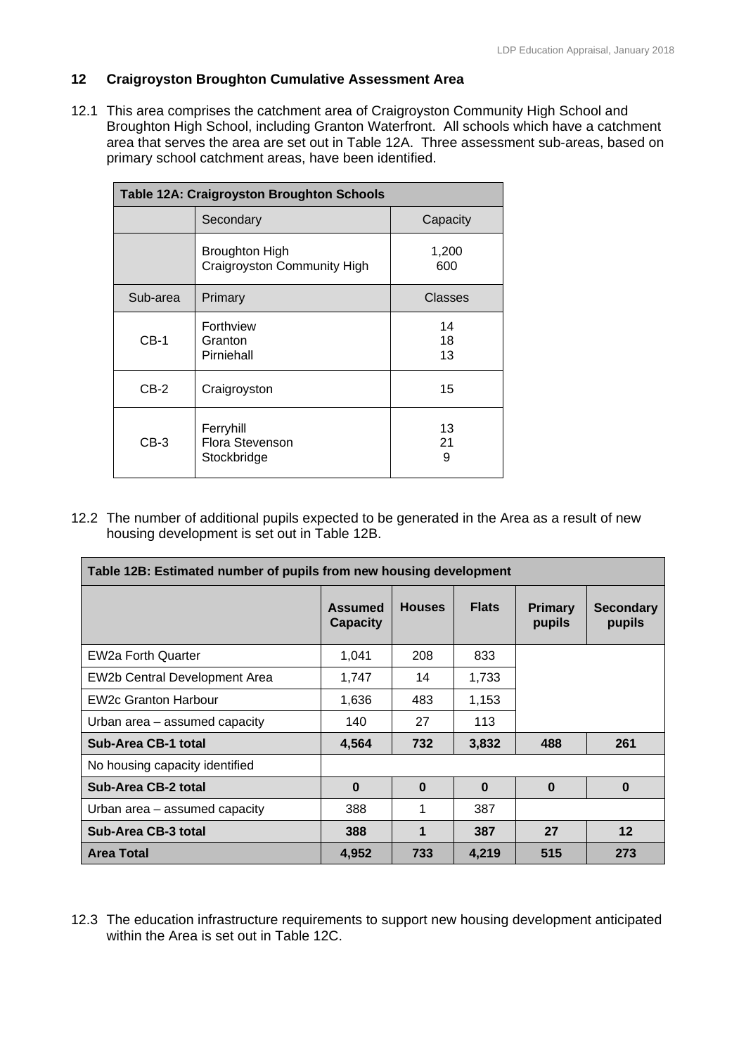## 12 Craigroyston Broughton Cumulative Assessment Area

12.1 This area comprises the catchment area of Craigroyston Community High School and Broughton High School, including Granton Waterfront. All schools which have a catchment area that serves the area are set out in Table 12A. Three assessment sub-areas, based on primary school catchment areas, have been identified.

| Table 12A: Craigroyston Broughton Schools | | |
|---|---|---|
| | Secondary | Capacity |
| | Broughton High<br>Craigroyston Community High | 1,200<br>600 |
| Sub-area | Primary | Classes |
| CB-1 | Forthview<br>Granton<br>Pirniehall | 14<br>18<br>13 |
| CB-2 | Craigroyston | 15 |
| CB-3 | Ferryhill<br>Flora Stevenson<br>Stockbridge | 13<br>21<br>9 |

12.2 The number of additional pupils expected to be generated in the Area as a result of new housing development is set out in Table 12B.

| Table 12B: Estimated number of pupils from new housing development | | | | | |
|---|---|---|---|---|---|
| | **Assumed Capacity** | **Houses** | **Flats** | **Primary pupils** | **Secondary pupils** |
| EW2a Forth Quarter | 1,041 | 208 | 833 | | |
| EW2b Central Development Area | 1,747 | 14 | 1,733 | | |
| EW2c Granton Harbour | 1,636 | 483 | 1,153 | | |
| Urban area – assumed capacity | 140 | 27 | 113 | | |
| **Sub-Area CB-1 total** | **4,564** | **732** | **3,832** | **488** | **261** |
| No housing capacity identified | | | | | |
| **Sub-Area CB-2 total** | **0** | **0** | **0** | **0** | **0** |
| Urban area – assumed capacity | 388 | 1 | 387 | | |
| **Sub-Area CB-3 total** | **388** | **1** | **387** | **27** | **12** |
| **Area Total** | **4,952** | **733** | **4,219** | **515** | **273** |

12.3 The education infrastructure requirements to support new housing development anticipated within the Area is set out in Table 12C.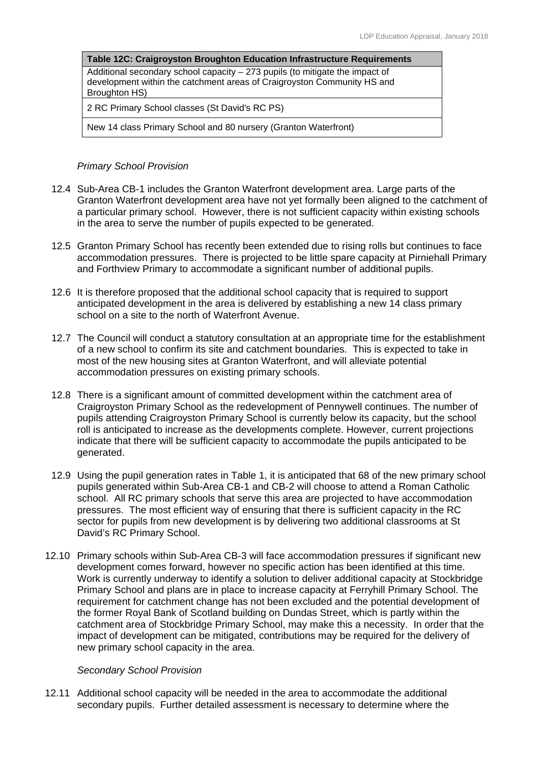| Table 12C: Craigroyston Broughton Education Infrastructure Requirements |
|---|
| Additional secondary school capacity – 273 pupils (to mitigate the impact of development within the catchment areas of Craigroyston Community HS and Broughton HS) |
| 2 RC Primary School classes (St David's RC PS) |
| New 14 class Primary School and 80 nursery (Granton Waterfront) |

*Primary School Provision*

12.4 Sub-Area CB-1 includes the Granton Waterfront development area. Large parts of the Granton Waterfront development area have not yet formally been aligned to the catchment of a particular primary school. However, there is not sufficient capacity within existing schools in the area to serve the number of pupils expected to be generated.

12.5 Granton Primary School has recently been extended due to rising rolls but continues to face accommodation pressures. There is projected to be little spare capacity at Pirniehall Primary and Forthview Primary to accommodate a significant number of additional pupils.

12.6 It is therefore proposed that the additional school capacity that is required to support anticipated development in the area is delivered by establishing a new 14 class primary school on a site to the north of Waterfront Avenue.

12.7 The Council will conduct a statutory consultation at an appropriate time for the establishment of a new school to confirm its site and catchment boundaries. This is expected to take in most of the new housing sites at Granton Waterfront, and will alleviate potential accommodation pressures on existing primary schools.

12.8 There is a significant amount of committed development within the catchment area of Craigroyston Primary School as the redevelopment of Pennywell continues. The number of pupils attending Craigroyston Primary School is currently below its capacity, but the school roll is anticipated to increase as the developments complete. However, current projections indicate that there will be sufficient capacity to accommodate the pupils anticipated to be generated.

12.9 Using the pupil generation rates in Table 1, it is anticipated that 68 of the new primary school pupils generated within Sub-Area CB-1 and CB-2 will choose to attend a Roman Catholic school. All RC primary schools that serve this area are projected to have accommodation pressures. The most efficient way of ensuring that there is sufficient capacity in the RC sector for pupils from new development is by delivering two additional classrooms at St David's RC Primary School.

12.10 Primary schools within Sub-Area CB-3 will face accommodation pressures if significant new development comes forward, however no specific action has been identified at this time. Work is currently underway to identify a solution to deliver additional capacity at Stockbridge Primary School and plans are in place to increase capacity at Ferryhill Primary School. The requirement for catchment change has not been excluded and the potential development of the former Royal Bank of Scotland building on Dundas Street, which is partly within the catchment area of Stockbridge Primary School, may make this a necessity. In order that the impact of development can be mitigated, contributions may be required for the delivery of new primary school capacity in the area.

*Secondary School Provision*

12.11 Additional school capacity will be needed in the area to accommodate the additional secondary pupils. Further detailed assessment is necessary to determine where the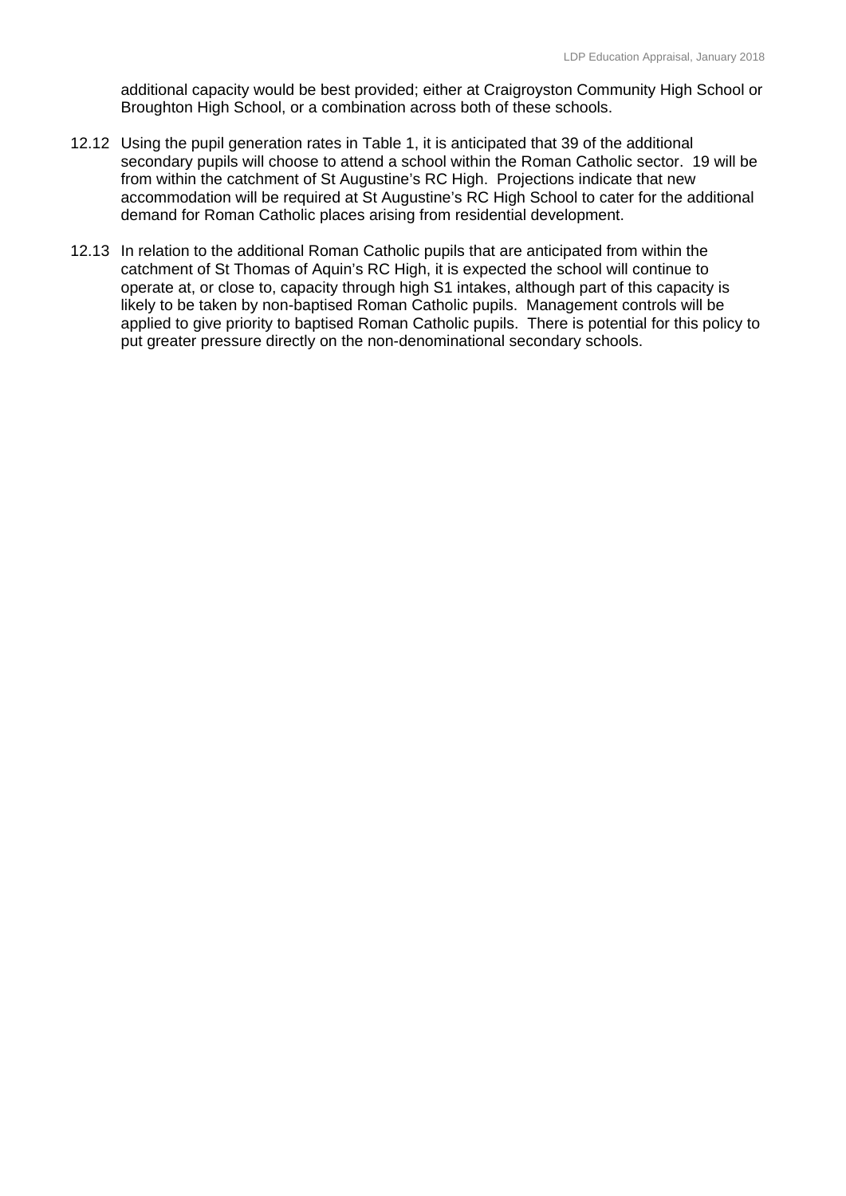additional capacity would be best provided; either at Craigroyston Community High School or Broughton High School, or a combination across both of these schools.

12.12 Using the pupil generation rates in Table 1, it is anticipated that 39 of the additional secondary pupils will choose to attend a school within the Roman Catholic sector. 19 will be from within the catchment of St Augustine's RC High. Projections indicate that new accommodation will be required at St Augustine's RC High School to cater for the additional demand for Roman Catholic places arising from residential development.

12.13 In relation to the additional Roman Catholic pupils that are anticipated from within the catchment of St Thomas of Aquin's RC High, it is expected the school will continue to operate at, or close to, capacity through high S1 intakes, although part of this capacity is likely to be taken by non-baptised Roman Catholic pupils. Management controls will be applied to give priority to baptised Roman Catholic pupils. There is potential for this policy to put greater pressure directly on the non-denominational secondary schools.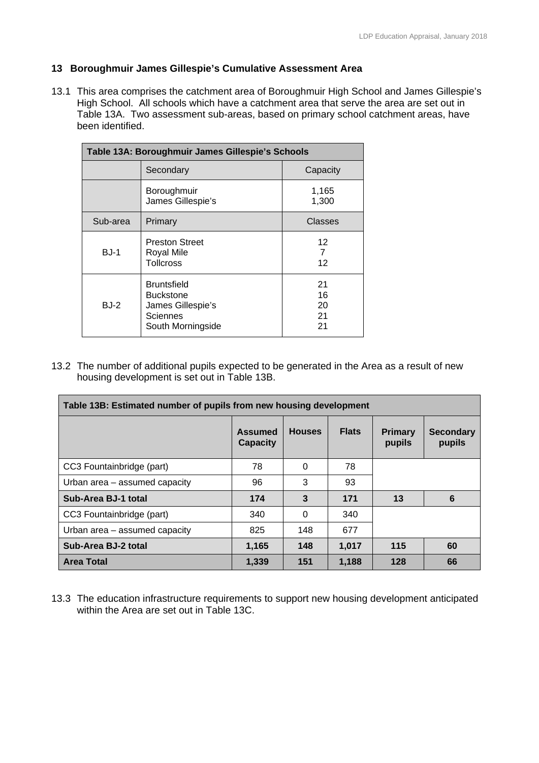## 13 Boroughmuir James Gillespie's Cumulative Assessment Area

13.1 This area comprises the catchment area of Boroughmuir High School and James Gillespie's High School. All schools which have a catchment area that serve the area are set out in Table 13A. Two assessment sub-areas, based on primary school catchment areas, have been identified.

| Table 13A: Boroughmuir James Gillespie's Schools | | |
|---|---|---|
| | Secondary | Capacity |
| | Boroughmuir<br>James Gillespie's | 1,165<br>1,300 |
| Sub-area | Primary | Classes |
| BJ-1 | Preston Street<br>Royal Mile<br>Tollcross | 12<br>7<br>12 |
| BJ-2 | Bruntsfield<br>Buckstone<br>James Gillespie's<br>Sciennes<br>South Morningside | 21<br>16<br>20<br>21<br>21 |

13.2 The number of additional pupils expected to be generated in the Area as a result of new housing development is set out in Table 13B.

| Table 13B: Estimated number of pupils from new housing development | | | | | |
|---|---|---|---|---|---|
| | **Assumed Capacity** | **Houses** | **Flats** | **Primary pupils** | **Secondary pupils** |
| CC3 Fountainbridge (part) | 78 | 0 | 78 | | |
| Urban area – assumed capacity | 96 | 3 | 93 | | |
| **Sub-Area BJ-1 total** | **174** | **3** | **171** | **13** | **6** |
| CC3 Fountainbridge (part) | 340 | 0 | 340 | | |
| Urban area – assumed capacity | 825 | 148 | 677 | | |
| **Sub-Area BJ-2 total** | **1,165** | **148** | **1,017** | **115** | **60** |
| **Area Total** | **1,339** | **151** | **1,188** | **128** | **66** |

13.3 The education infrastructure requirements to support new housing development anticipated within the Area are set out in Table 13C.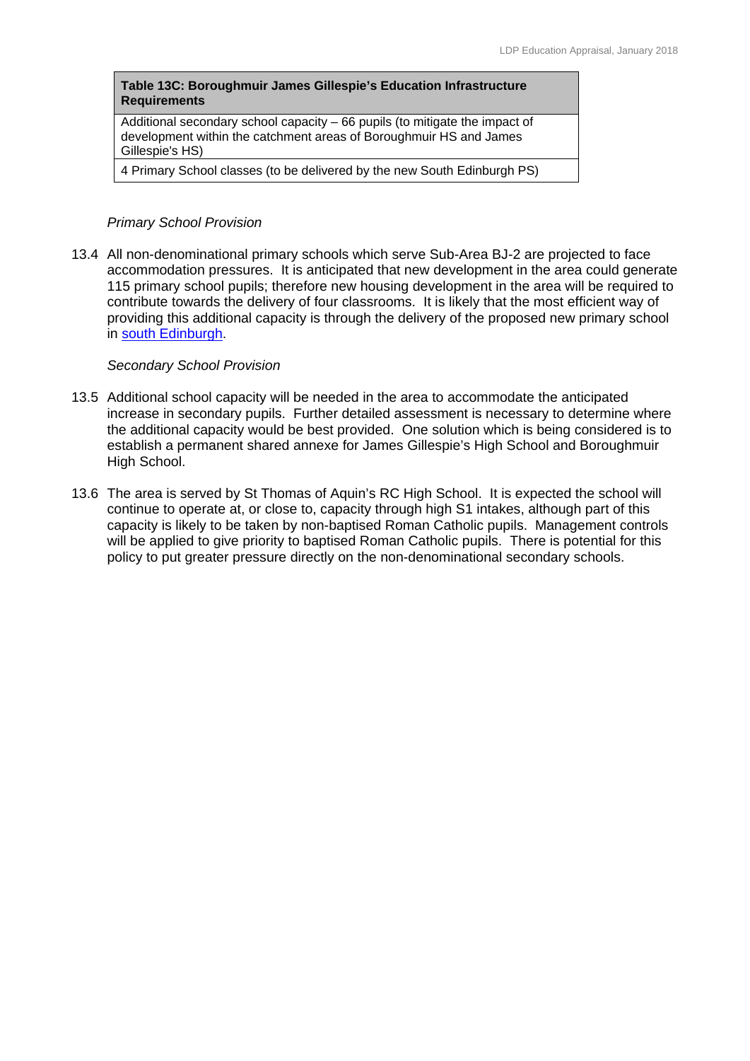| Table 13C: Boroughmuir James Gillespie's Education Infrastructure Requirements |
| --- |
| Additional secondary school capacity – 66 pupils (to mitigate the impact of development within the catchment areas of Boroughmuir HS and James Gillespie's HS) |
| 4 Primary School classes (to be delivered by the new South Edinburgh PS) |

*Primary School Provision*

13.4 All non-denominational primary schools which serve Sub-Area BJ-2 are projected to face accommodation pressures. It is anticipated that new development in the area could generate 115 primary school pupils; therefore new housing development in the area will be required to contribute towards the delivery of four classrooms. It is likely that the most efficient way of providing this additional capacity is through the delivery of the proposed new primary school in south Edinburgh.

*Secondary School Provision*

13.5 Additional school capacity will be needed in the area to accommodate the anticipated increase in secondary pupils. Further detailed assessment is necessary to determine where the additional capacity would be best provided. One solution which is being considered is to establish a permanent shared annexe for James Gillespie's High School and Boroughmuir High School.

13.6 The area is served by St Thomas of Aquin's RC High School. It is expected the school will continue to operate at, or close to, capacity through high S1 intakes, although part of this capacity is likely to be taken by non-baptised Roman Catholic pupils. Management controls will be applied to give priority to baptised Roman Catholic pupils. There is potential for this policy to put greater pressure directly on the non-denominational secondary schools.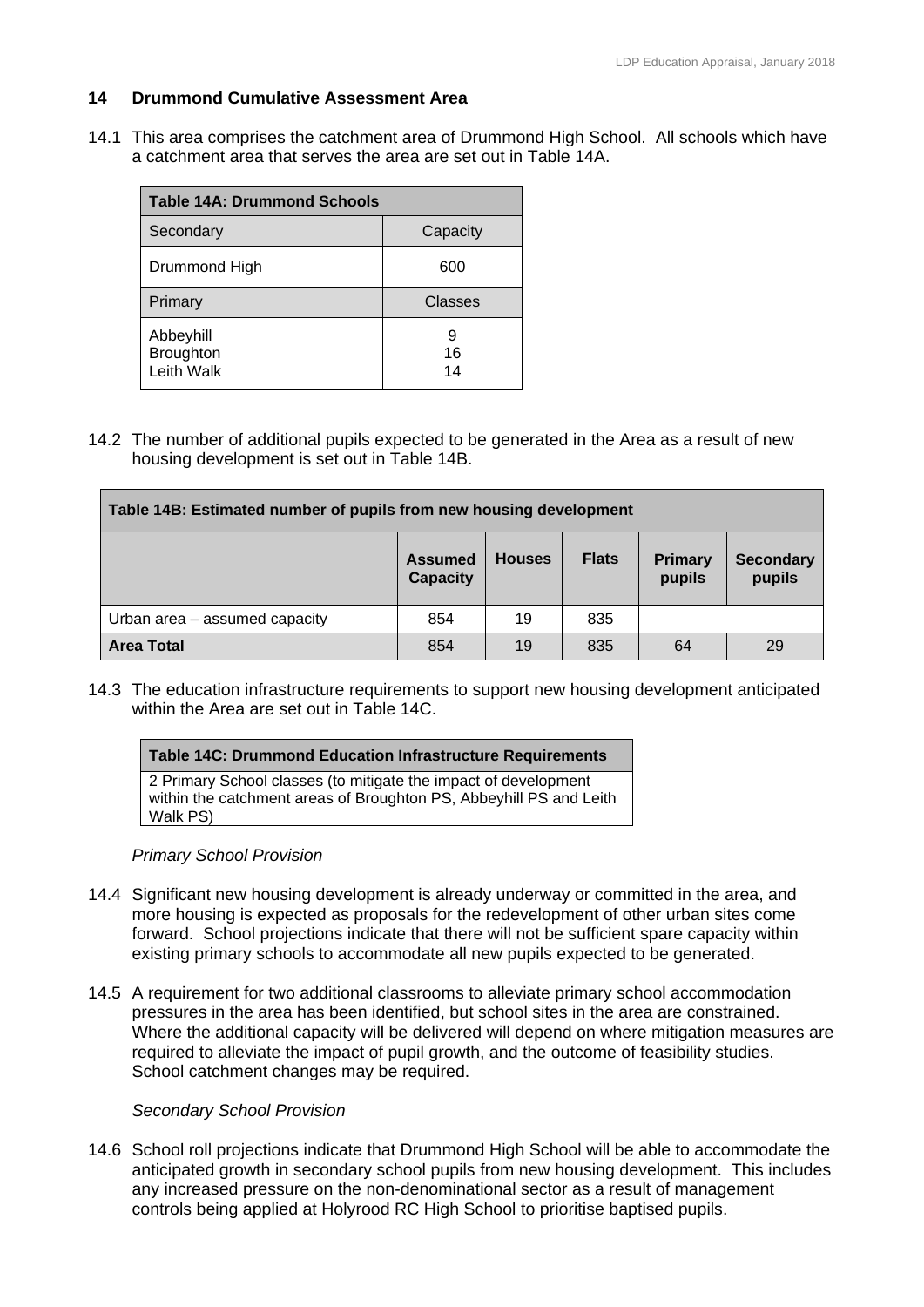## 14 Drummond Cumulative Assessment Area

14.1 This area comprises the catchment area of Drummond High School. All schools which have a catchment area that serves the area are set out in Table 14A.

| Table 14A: Drummond Schools | |
|---|---|
| Secondary | Capacity |
| Drummond High | 600 |
| Primary | Classes |
| Abbeyhill<br>Broughton<br>Leith Walk | 9<br>16<br>14 |

14.2 The number of additional pupils expected to be generated in the Area as a result of new housing development is set out in Table 14B.

| Table 14B: Estimated number of pupils from new housing development | | | | | |
|---|---|---|---|---|---|
| | **Assumed Capacity** | **Houses** | **Flats** | **Primary pupils** | **Secondary pupils** |
| Urban area – assumed capacity | 854 | 19 | 835 | | |
| **Area Total** | 854 | 19 | 835 | 64 | 29 |

14.3 The education infrastructure requirements to support new housing development anticipated within the Area are set out in Table 14C.

| Table 14C: Drummond Education Infrastructure Requirements |
|---|
| 2 Primary School classes (to mitigate the impact of development within the catchment areas of Broughton PS, Abbeyhill PS and Leith Walk PS) |

*Primary School Provision*

14.4 Significant new housing development is already underway or committed in the area, and more housing is expected as proposals for the redevelopment of other urban sites come forward. School projections indicate that there will not be sufficient spare capacity within existing primary schools to accommodate all new pupils expected to be generated.

14.5 A requirement for two additional classrooms to alleviate primary school accommodation pressures in the area has been identified, but school sites in the area are constrained. Where the additional capacity will be delivered will depend on where mitigation measures are required to alleviate the impact of pupil growth, and the outcome of feasibility studies. School catchment changes may be required.

*Secondary School Provision*

14.6 School roll projections indicate that Drummond High School will be able to accommodate the anticipated growth in secondary school pupils from new housing development. This includes any increased pressure on the non-denominational sector as a result of management controls being applied at Holyrood RC High School to prioritise baptised pupils.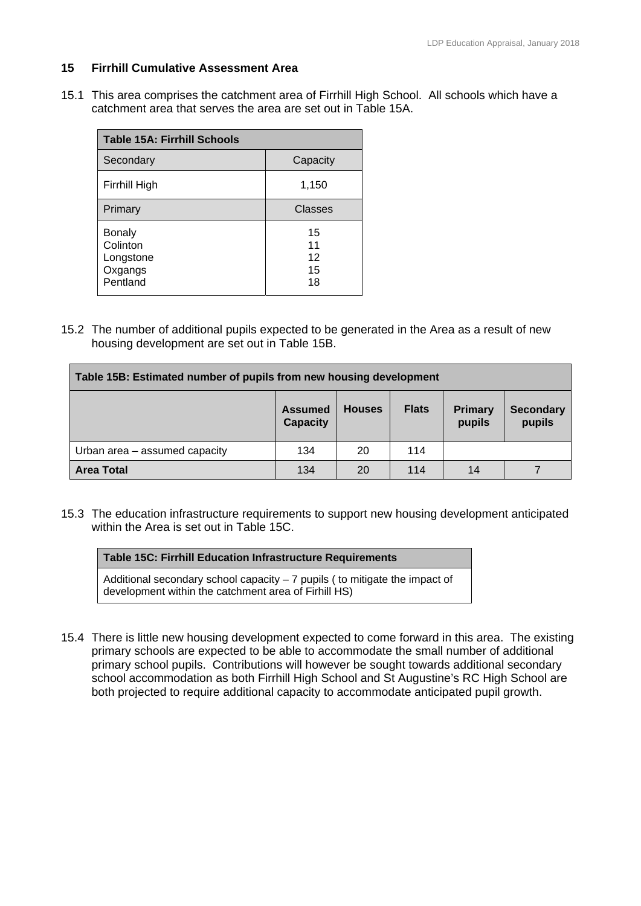## 15 Firrhill Cumulative Assessment Area

15.1 This area comprises the catchment area of Firrhill High School. All schools which have a catchment area that serves the area are set out in Table 15A.

| Table 15A: Firrhill Schools | |
|---|---|
| Secondary | Capacity |
| Firrhill High | 1,150 |
| Primary | Classes |
| Bonaly<br>Colinton<br>Longstone<br>Oxgangs<br>Pentland | 15<br>11<br>12<br>15<br>18 |

15.2 The number of additional pupils expected to be generated in the Area as a result of new housing development are set out in Table 15B.

| Table 15B: Estimated number of pupils from new housing development | | | | | |
|---|---|---|---|---|---|
| | **Assumed Capacity** | **Houses** | **Flats** | **Primary pupils** | **Secondary pupils** |
| Urban area – assumed capacity | 134 | 20 | 114 | | |
| **Area Total** | 134 | 20 | 114 | 14 | 7 |

15.3 The education infrastructure requirements to support new housing development anticipated within the Area is set out in Table 15C.

| Table 15C: Firrhill Education Infrastructure Requirements |
|---|
| Additional secondary school capacity – 7 pupils ( to mitigate the impact of development within the catchment area of Firhill HS) |

15.4 There is little new housing development expected to come forward in this area. The existing primary schools are expected to be able to accommodate the small number of additional primary school pupils. Contributions will however be sought towards additional secondary school accommodation as both Firrhill High School and St Augustine's RC High School are both projected to require additional capacity to accommodate anticipated pupil growth.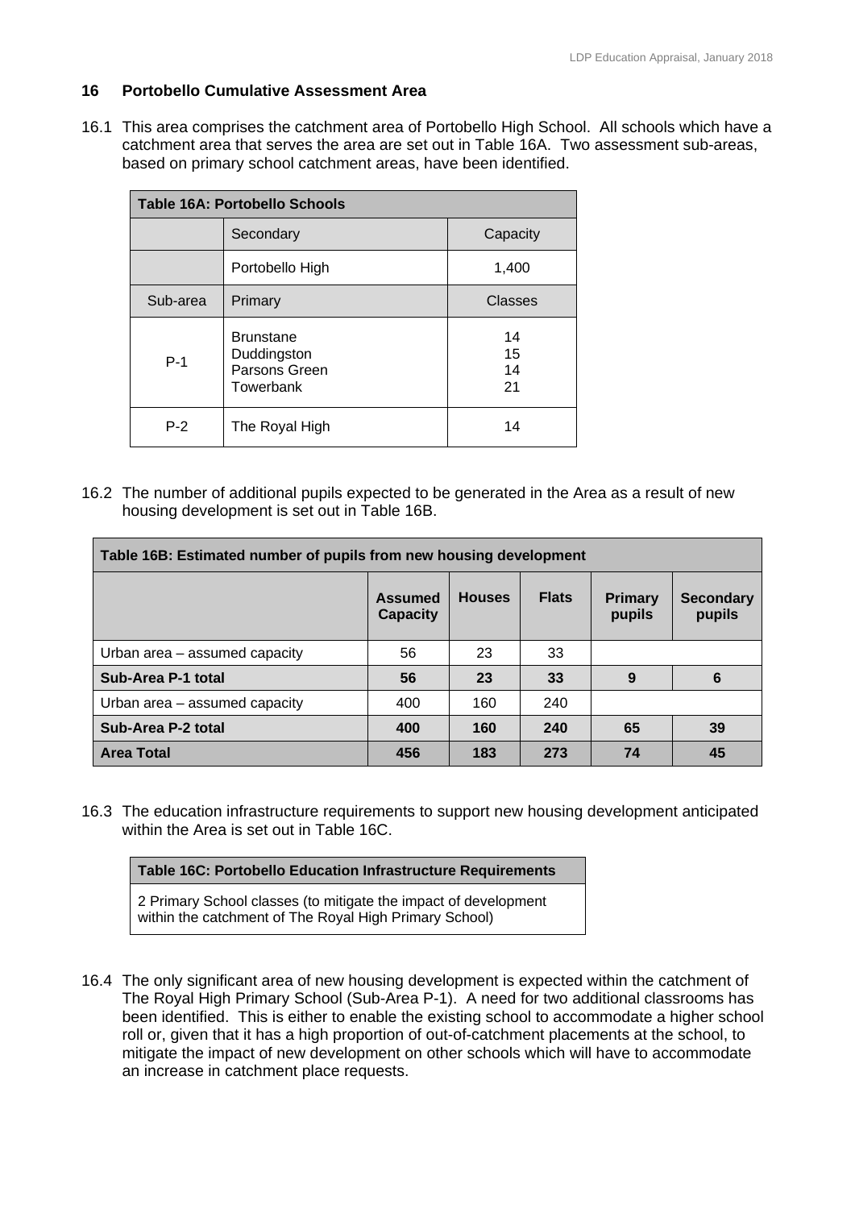## 16 Portobello Cumulative Assessment Area

16.1 This area comprises the catchment area of Portobello High School. All schools which have a catchment area that serves the area are set out in Table 16A. Two assessment sub-areas, based on primary school catchment areas, have been identified.

| **Table 16A: Portobello Schools** | | |
|---|---|---|
| | Secondary | Capacity |
| | Portobello High | 1,400 |
| Sub-area | Primary | Classes |
| P-1 | Brunstane<br>Duddingston<br>Parsons Green<br>Towerbank | 14<br>15<br>14<br>21 |
| P-2 | The Royal High | 14 |

16.2 The number of additional pupils expected to be generated in the Area as a result of new housing development is set out in Table 16B.

| **Table 16B: Estimated number of pupils from new housing development** | | | | | |
|---|---|---|---|---|---|
| | **Assumed Capacity** | **Houses** | **Flats** | **Primary pupils** | **Secondary pupils** |
| Urban area – assumed capacity | 56 | 23 | 33 | | |
| **Sub-Area P-1 total** | **56** | **23** | **33** | **9** | **6** |
| Urban area – assumed capacity | 400 | 160 | 240 | | |
| **Sub-Area P-2 total** | **400** | **160** | **240** | **65** | **39** |
| **Area Total** | **456** | **183** | **273** | **74** | **45** |

16.3 The education infrastructure requirements to support new housing development anticipated within the Area is set out in Table 16C.

| **Table 16C: Portobello Education Infrastructure Requirements** |
|---|
| 2 Primary School classes (to mitigate the impact of development within the catchment of The Royal High Primary School) |

16.4 The only significant area of new housing development is expected within the catchment of The Royal High Primary School (Sub-Area P-1). A need for two additional classrooms has been identified. This is either to enable the existing school to accommodate a higher school roll or, given that it has a high proportion of out-of-catchment placements at the school, to mitigate the impact of new development on other schools which will have to accommodate an increase in catchment place requests.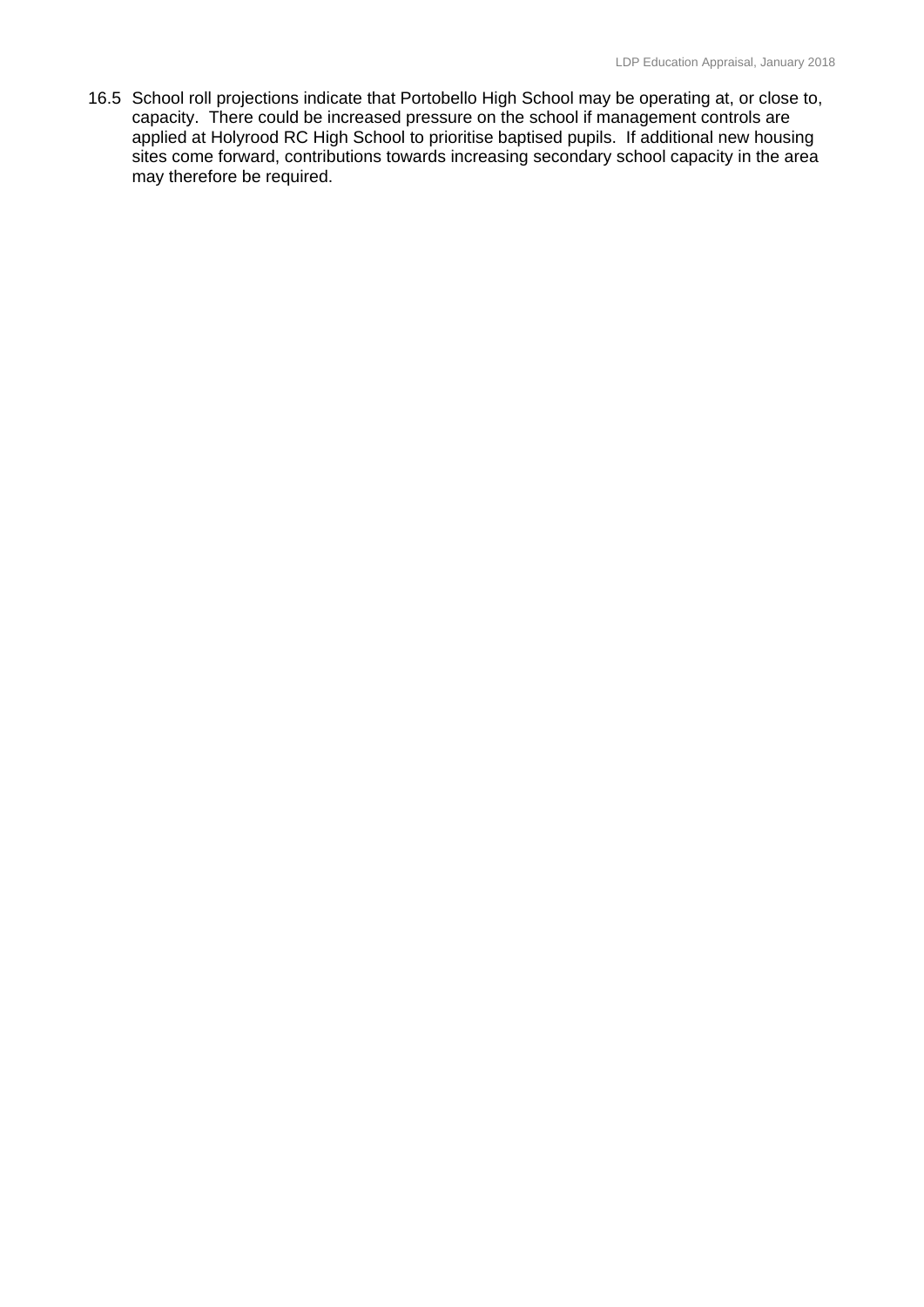16.5 School roll projections indicate that Portobello High School may be operating at, or close to, capacity. There could be increased pressure on the school if management controls are applied at Holyrood RC High School to prioritise baptised pupils. If additional new housing sites come forward, contributions towards increasing secondary school capacity in the area may therefore be required.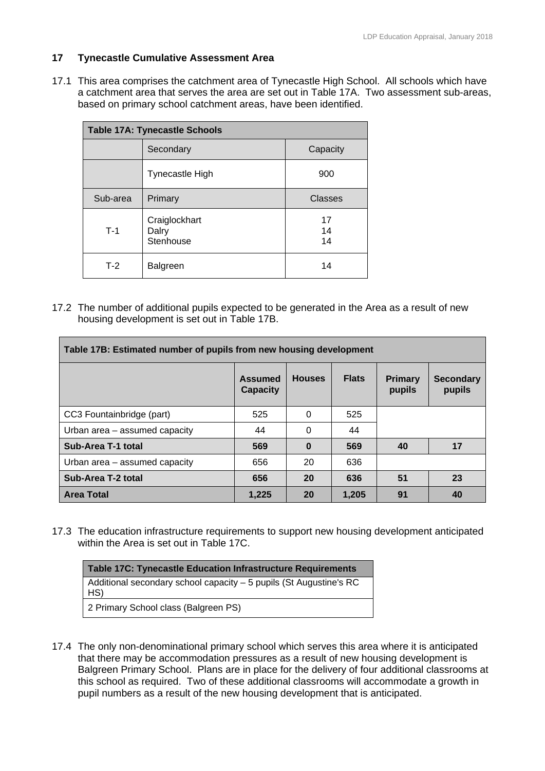## 17 Tynecastle Cumulative Assessment Area

17.1 This area comprises the catchment area of Tynecastle High School. All schools which have a catchment area that serves the area are set out in Table 17A. Two assessment sub-areas, based on primary school catchment areas, have been identified.

| Table 17A: Tynecastle Schools | | |
|---|---|---|
| | Secondary | Capacity |
| | Tynecastle High | 900 |
| Sub-area | Primary | Classes |
| T-1 | Craiglockhart<br>Dalry<br>Stenhouse | 17<br>14<br>14 |
| T-2 | Balgreen | 14 |

17.2 The number of additional pupils expected to be generated in the Area as a result of new housing development is set out in Table 17B.

| Table 17B: Estimated number of pupils from new housing development | | | | | |
|---|---|---|---|---|---|
| | **Assumed Capacity** | **Houses** | **Flats** | **Primary pupils** | **Secondary pupils** |
| CC3 Fountainbridge (part) | 525 | 0 | 525 | | |
| Urban area – assumed capacity | 44 | 0 | 44 | | |
| **Sub-Area T-1 total** | **569** | **0** | **569** | **40** | **17** |
| Urban area – assumed capacity | 656 | 20 | 636 | | |
| **Sub-Area T-2 total** | **656** | **20** | **636** | **51** | **23** |
| **Area Total** | **1,225** | **20** | **1,205** | **91** | **40** |

17.3 The education infrastructure requirements to support new housing development anticipated within the Area is set out in Table 17C.

| Table 17C: Tynecastle Education Infrastructure Requirements |
|---|
| Additional secondary school capacity – 5 pupils (St Augustine's RC HS) |
| 2 Primary School class (Balgreen PS) |

17.4 The only non-denominational primary school which serves this area where it is anticipated that there may be accommodation pressures as a result of new housing development is Balgreen Primary School. Plans are in place for the delivery of four additional classrooms at this school as required. Two of these additional classrooms will accommodate a growth in pupil numbers as a result of the new housing development that is anticipated.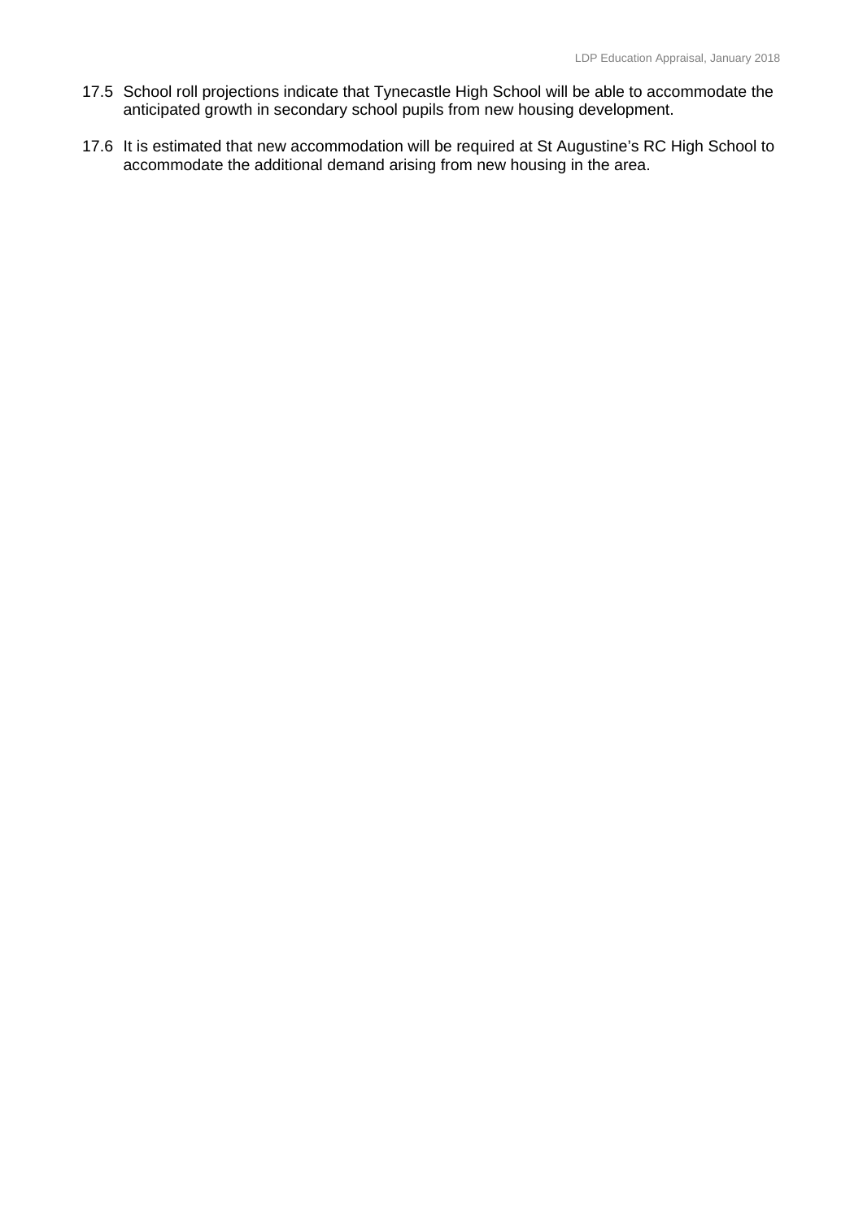17.5 School roll projections indicate that Tynecastle High School will be able to accommodate the anticipated growth in secondary school pupils from new housing development.

17.6 It is estimated that new accommodation will be required at St Augustine's RC High School to accommodate the additional demand arising from new housing in the area.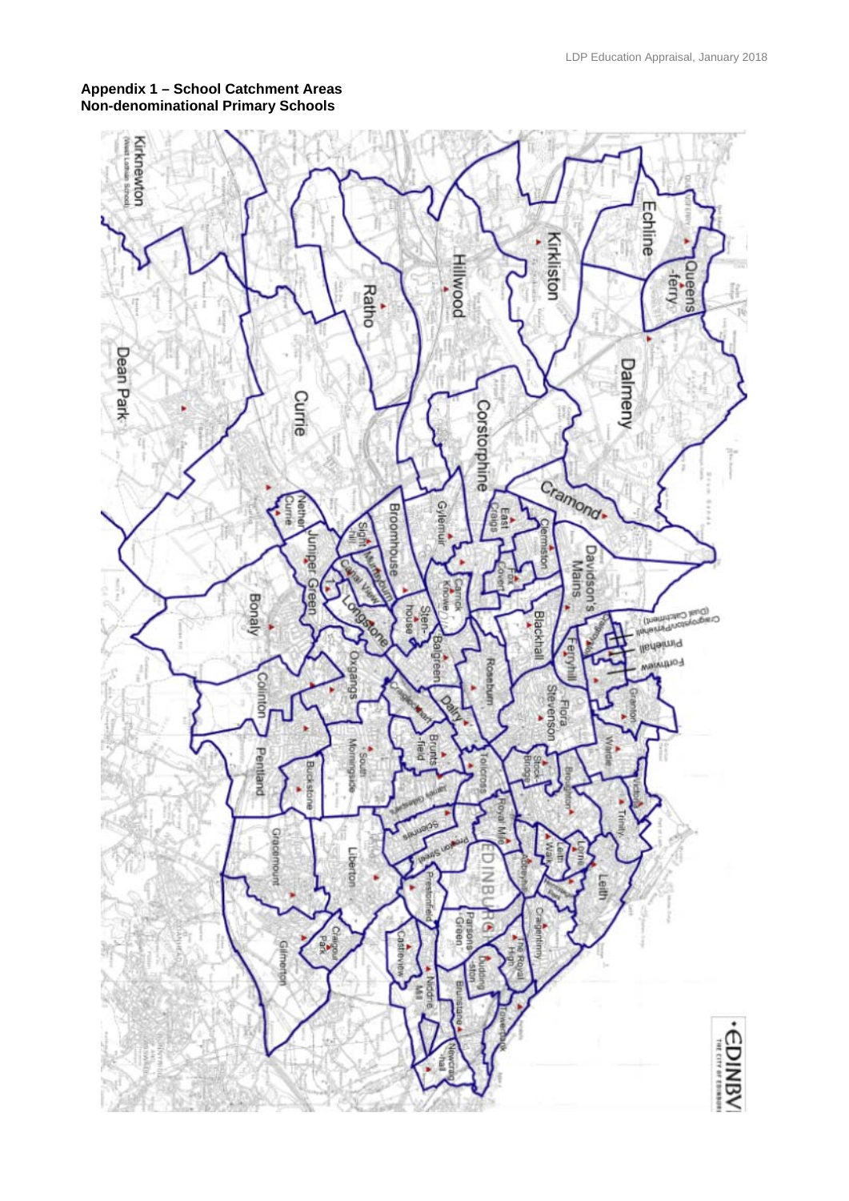## Appendix 1 – School Catchment Areas
## Non-denominational Primary Schools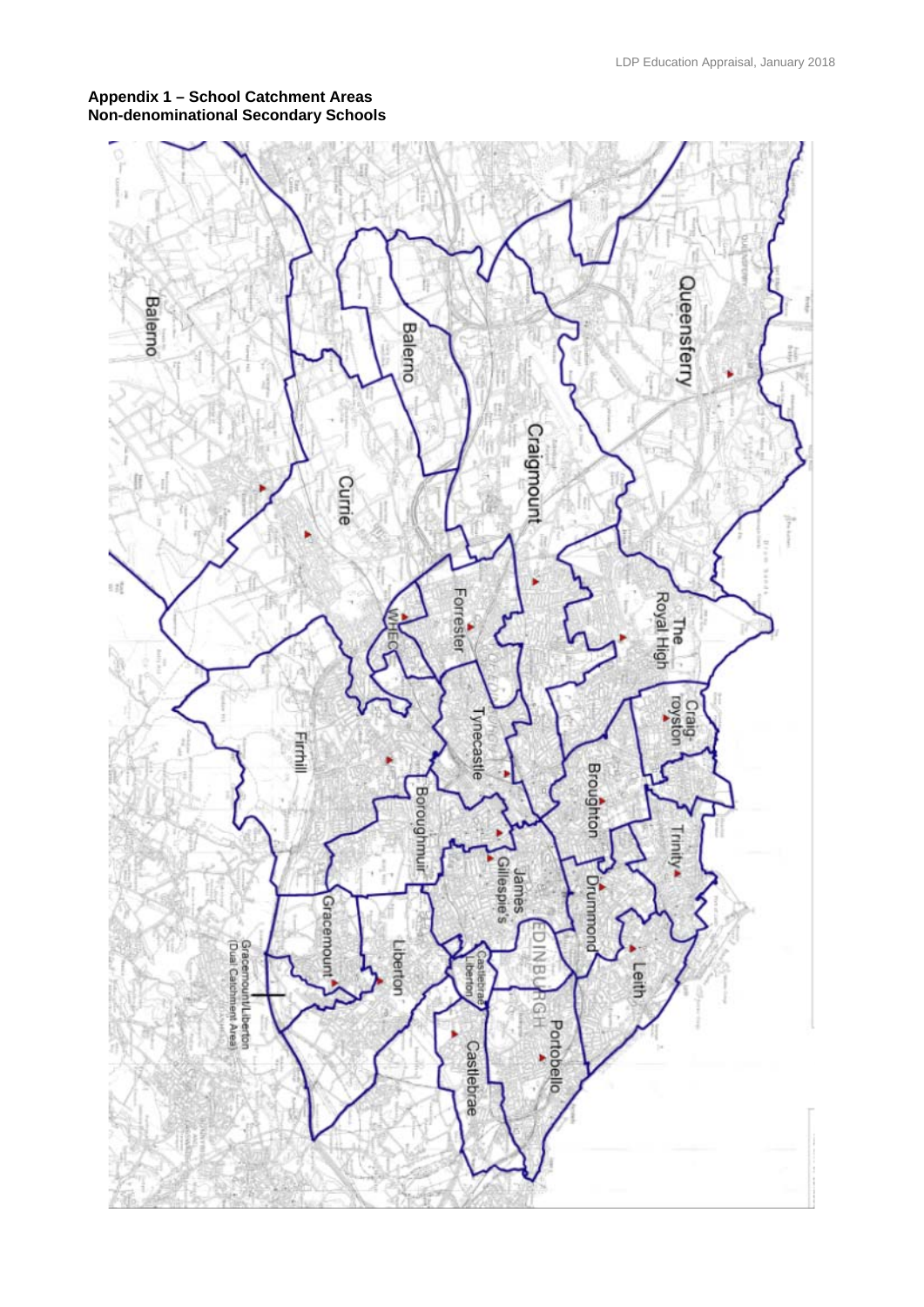**Appendix 1 – School Catchment Areas**
**Non-denominational Secondary Schools**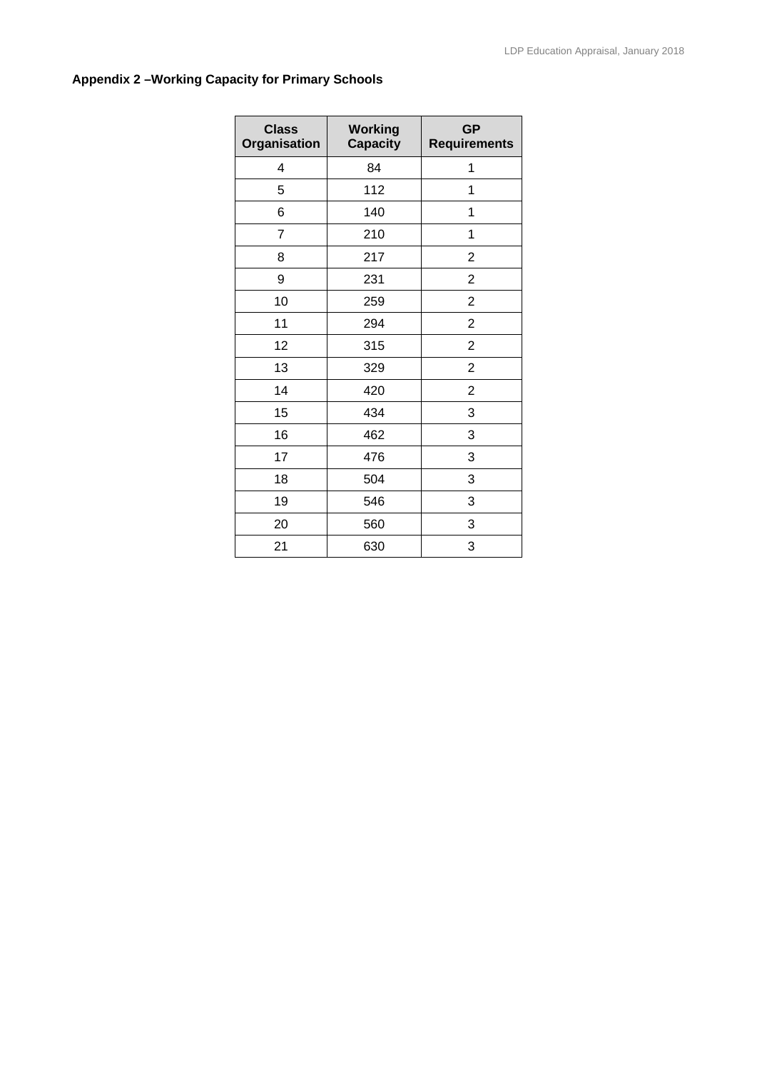## Appendix 2 –Working Capacity for Primary Schools

| Class Organisation | Working Capacity | GP Requirements |
|---|---|---|
| 4 | 84 | 1 |
| 5 | 112 | 1 |
| 6 | 140 | 1 |
| 7 | 210 | 1 |
| 8 | 217 | 2 |
| 9 | 231 | 2 |
| 10 | 259 | 2 |
| 11 | 294 | 2 |
| 12 | 315 | 2 |
| 13 | 329 | 2 |
| 14 | 420 | 2 |
| 15 | 434 | 3 |
| 16 | 462 | 3 |
| 17 | 476 | 3 |
| 18 | 504 | 3 |
| 19 | 546 | 3 |
| 20 | 560 | 3 |
| 21 | 630 | 3 |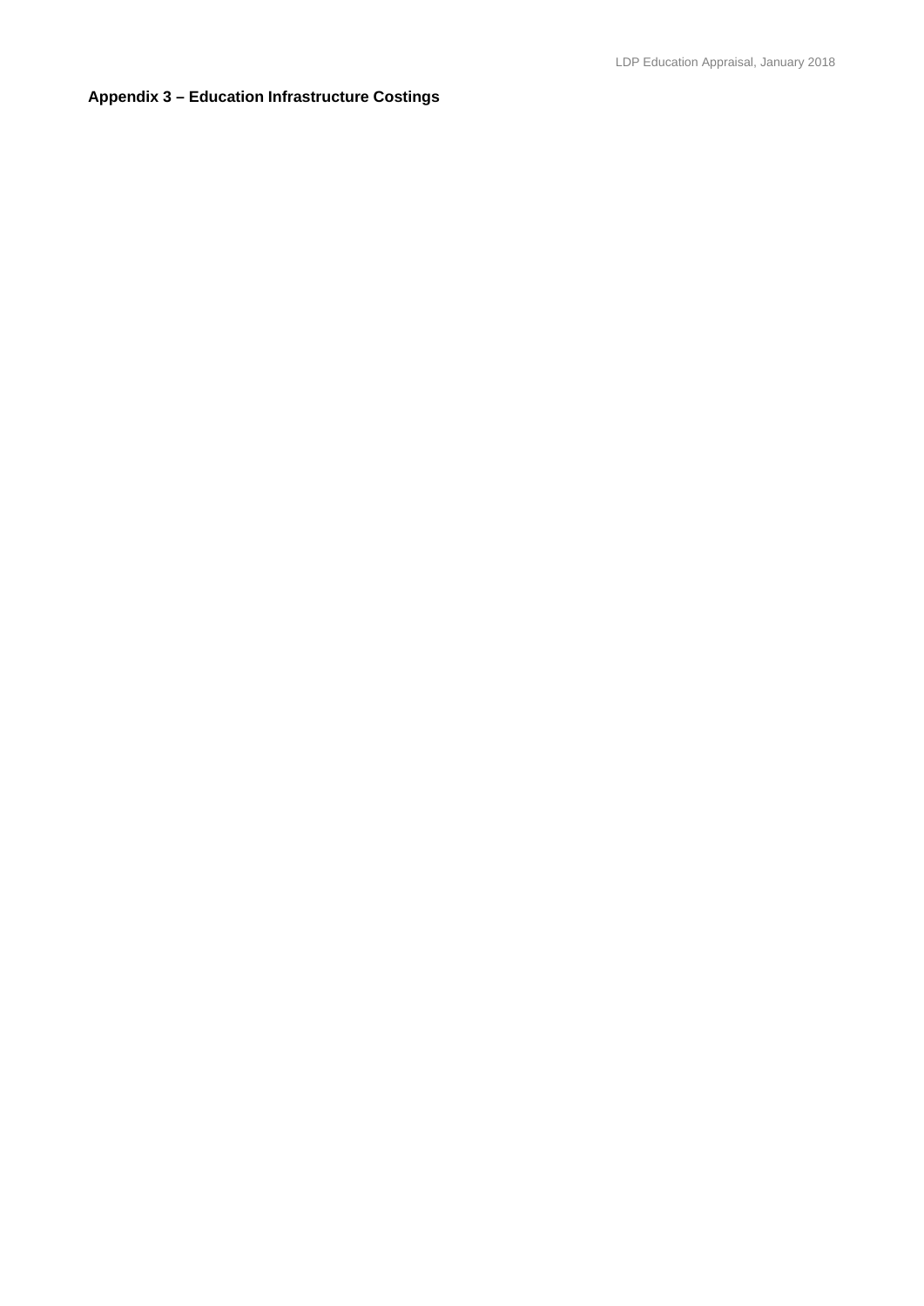**Appendix 3 – Education Infrastructure Costings**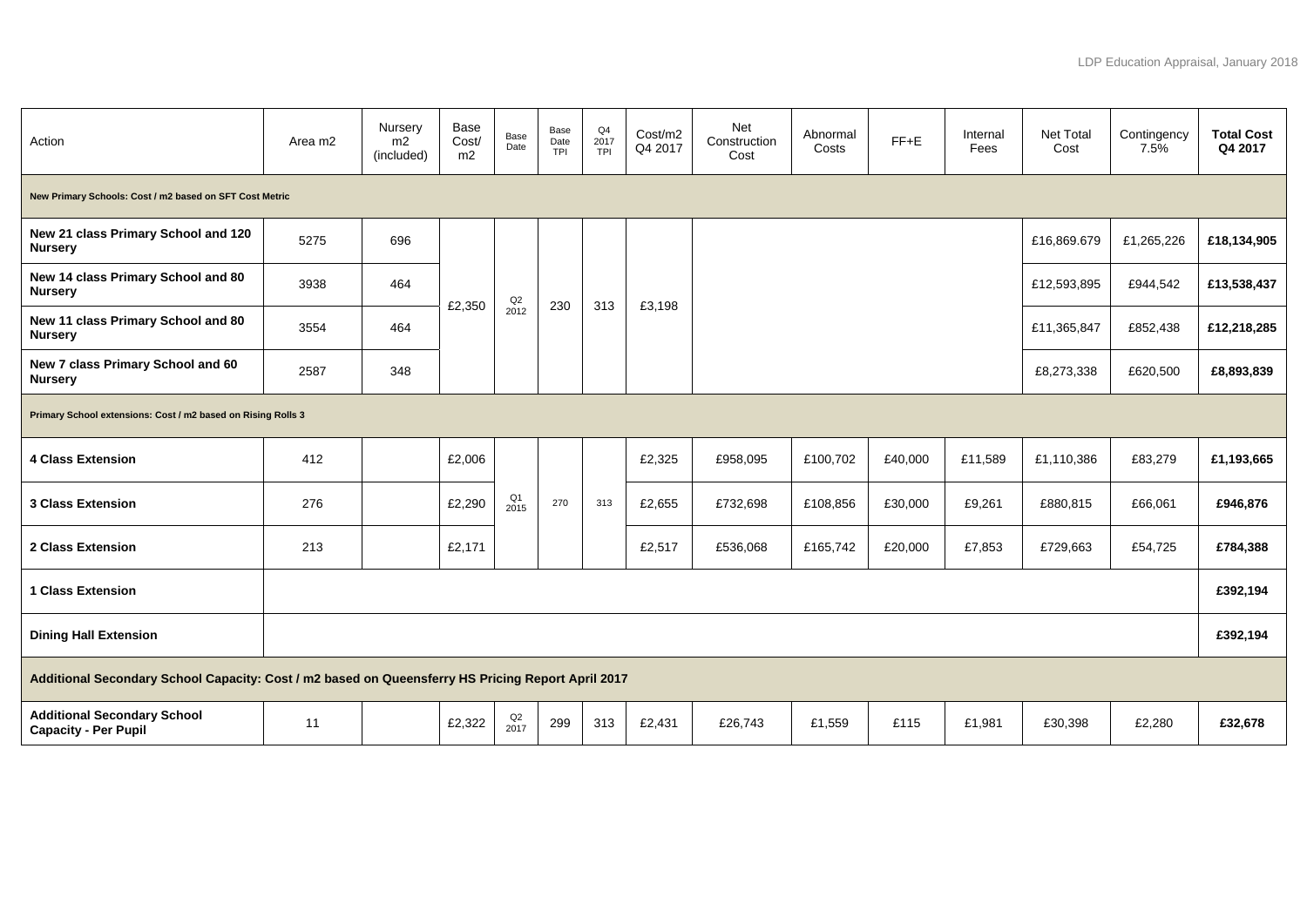| Action | Area m2 | Nursery m2 (included) | Base Cost/ m2 | Base Date | Base Date TPI | Q4 2017 TPI | Cost/m2 Q4 2017 | Net Construction Cost | Abnormal Costs | FF+E | Internal Fees | Net Total Cost | Contingency 7.5% | **Total Cost Q4 2017** |
|---|---|---|---|---|---|---|---|---|---|---|---|---|---|---|
| **New Primary Schools: Cost / m2 based on SFT Cost Metric** | | | | | | | | | | | | | | |
| **New 21 class Primary School and 120 Nursery** | 5275 | 696 | £2,350 | Q2 2012 | 230 | 313 | £3,198 | | | | | £16,869.679 | £1,265,226 | **£18,134,905** |
| **New 14 class Primary School and 80 Nursery** | 3938 | 464 | | | | | | | | | | £12,593,895 | £944,542 | **£13,538,437** |
| **New 11 class Primary School and 80 Nursery** | 3554 | 464 | | | | | | | | | | £11,365,847 | £852,438 | **£12,218,285** |
| **New 7 class Primary School and 60 Nursery** | 2587 | 348 | | | | | | | | | | £8,273,338 | £620,500 | **£8,893,839** |
| **Primary School extensions: Cost / m2 based on Rising Rolls 3** | | | | | | | | | | | | | | |
| **4 Class Extension** | 412 | | £2,006 | Q1 2015 | 270 | 313 | £2,325 | £958,095 | £100,702 | £40,000 | £11,589 | £1,110,386 | £83,279 | **£1,193,665** |
| **3 Class Extension** | 276 | | £2,290 | | | | £2,655 | £732,698 | £108,856 | £30,000 | £9,261 | £880,815 | £66,061 | **£946,876** |
| **2 Class Extension** | 213 | | £2,171 | | | | £2,517 | £536,068 | £165,742 | £20,000 | £7,853 | £729,663 | £54,725 | **£784,388** |
| **1 Class Extension** | | | | | | | | | | | | | | **£392,194** |
| **Dining Hall Extension** | | | | | | | | | | | | | | **£392,194** |
| **Additional Secondary School Capacity: Cost / m2 based on Queensferry HS Pricing Report April 2017** | | | | | | | | | | | | | | |
| **Additional Secondary School Capacity - Per Pupil** | 11 | | £2,322 | Q2 2017 | 299 | 313 | £2,431 | £26,743 | £1,559 | £115 | £1,981 | £30,398 | £2,280 | **£32,678** |